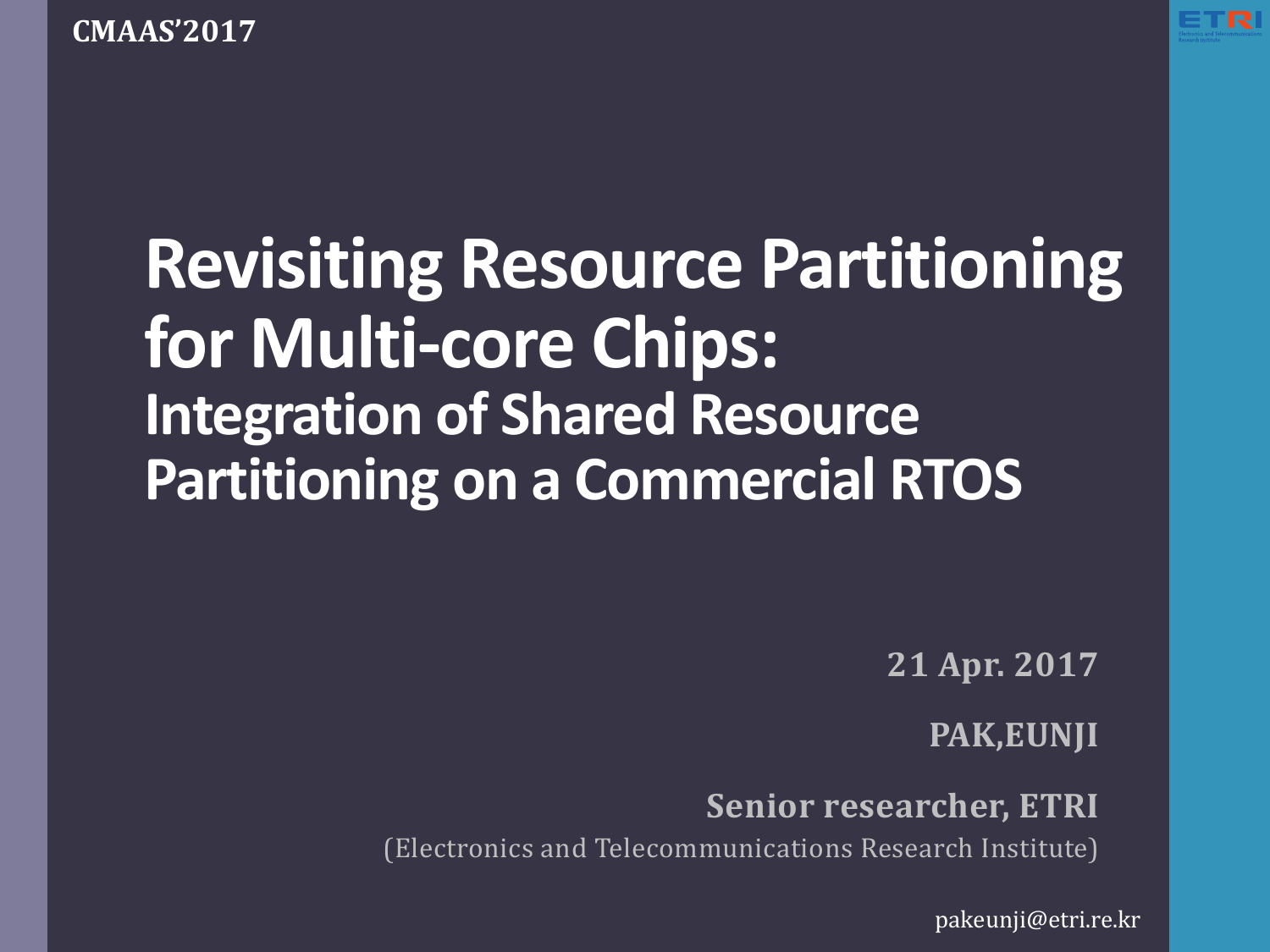CMAAS'2017

# Revisiting Resource Partitioning for Multi-core Chips:

## Integration of Shared Resource Partitioning on a Commercial RTOS

21 Apr. 2017

PAK,EUNJI

Senior researcher, ETRI

(Electronics and Telecommunications Research Institute)

pakeunji@etri.re.kr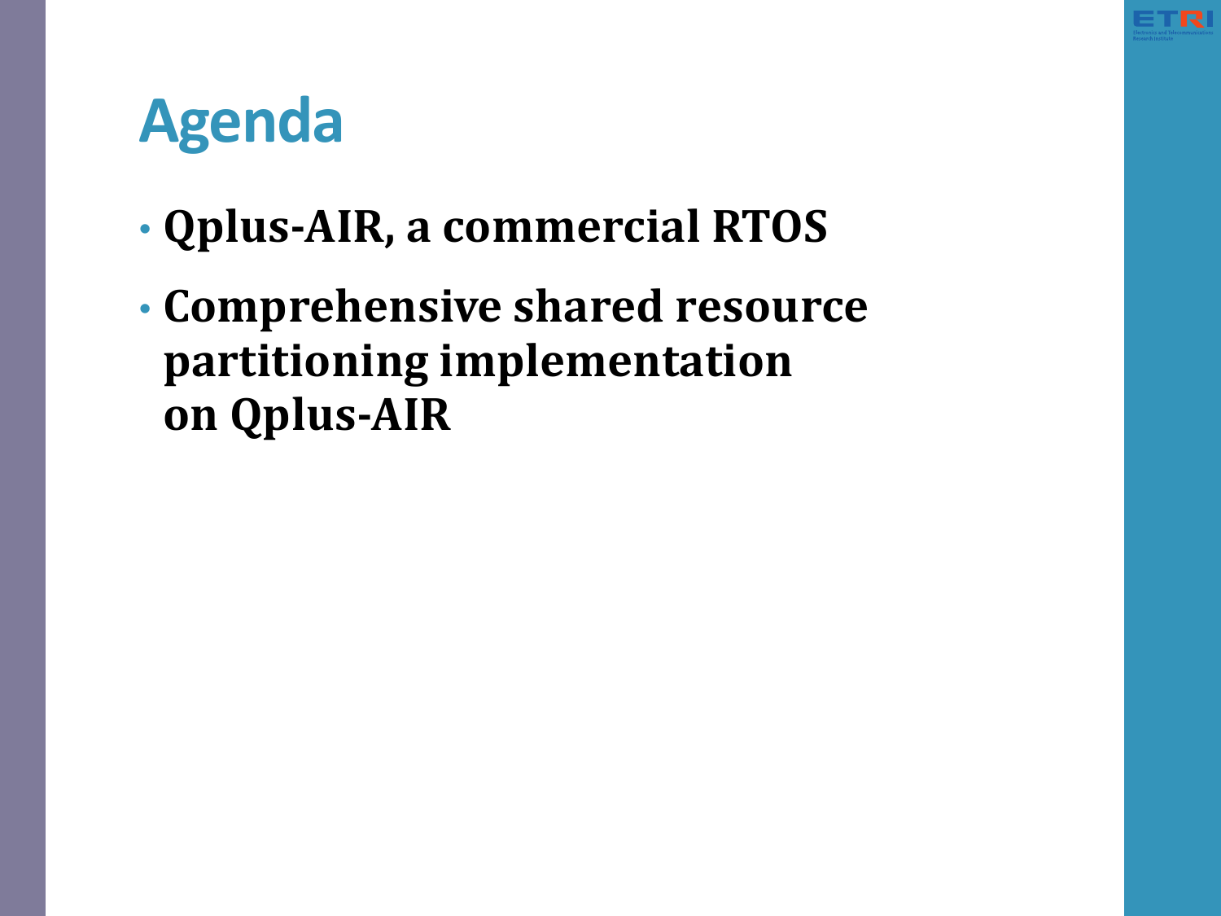# Agenda

- **Qplus-AIR, a commercial RTOS**
- **Comprehensive shared resource partitioning implementation on Qplus-AIR**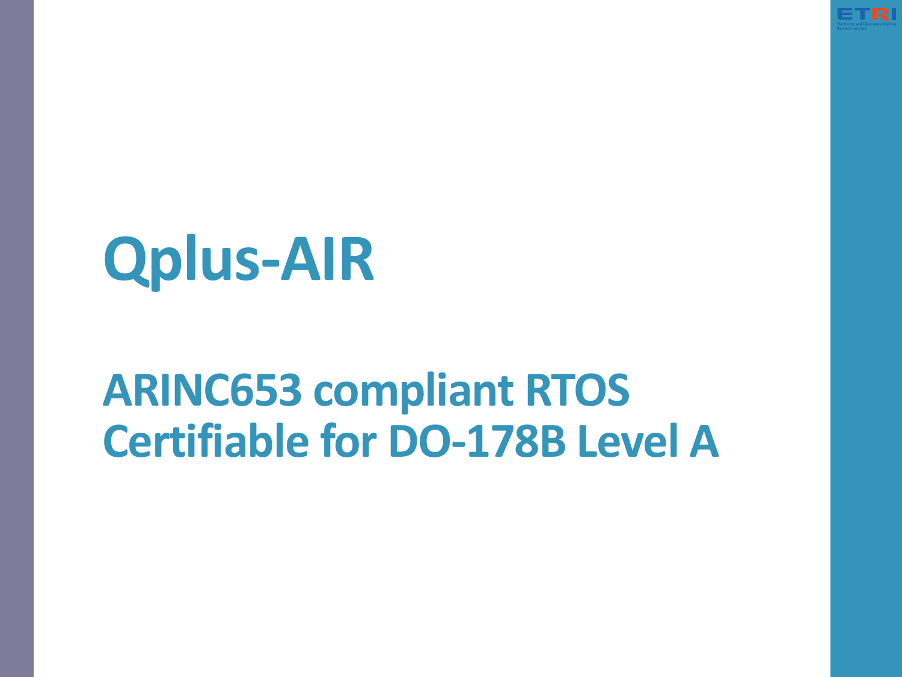# Qplus-AIR

## ARINC653 compliant RTOS Certifiable for DO-178B Level A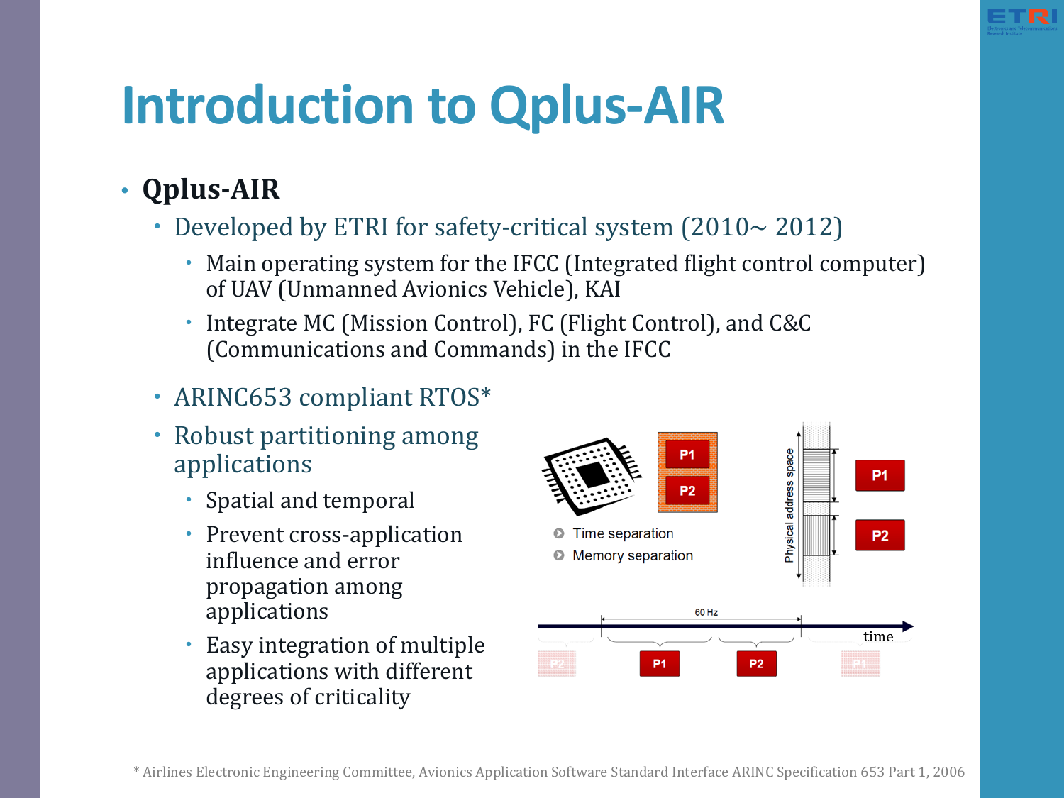# Introduction to Qplus-AIR

- **Qplus-AIR**
  - Developed by ETRI for safety-critical system (2010~ 2012)
    - Main operating system for the IFCC (Integrated flight control computer) of UAV (Unmanned Avionics Vehicle), KAI
    - Integrate MC (Mission Control), FC (Flight Control), and C&C (Communications and Commands) in the IFCC
  - ARINC653 compliant RTOS*
  - Robust partitioning among applications
    - Spatial and temporal
    - Prevent cross-application influence and error propagation among applications
    - Easy integration of multiple applications with different degrees of criticality

P1 P2

- Time separation
- Memory separation

Physical address space

P1 P2

60 Hz

time

P2 P1 P2 P1

* Airlines Electronic Engineering Committee, Avionics Application Software Standard Interface ARINC Specification 653 Part 1, 2006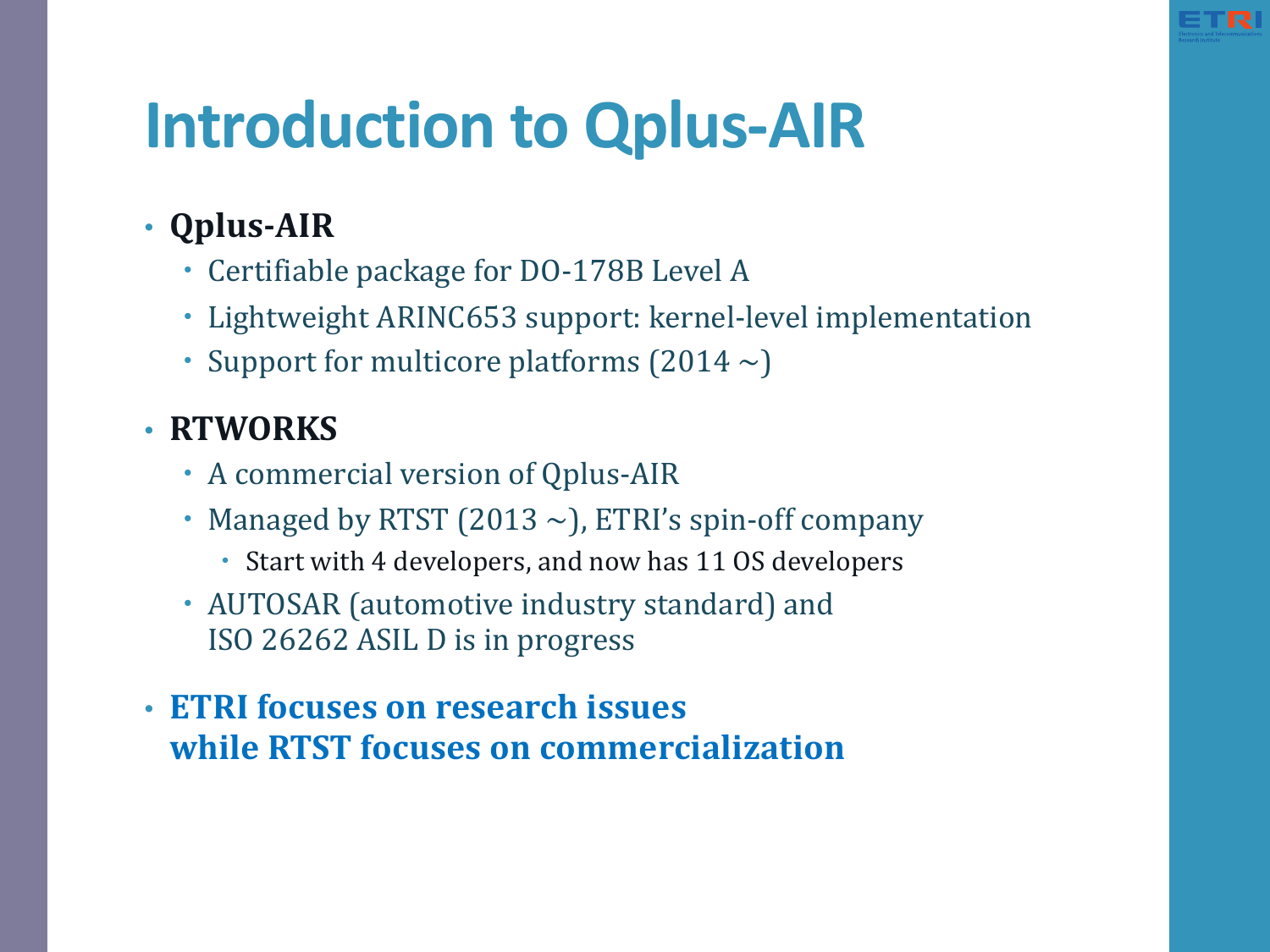# Introduction to Qplus-AIR

- **Qplus-AIR**
  - Certifiable package for DO-178B Level A
  - Lightweight ARINC653 support: kernel-level implementation
  - Support for multicore platforms (2014 ~)
- **RTWORKS**
  - A commercial version of Qplus-AIR
  - Managed by RTST (2013 ~), ETRI's spin-off company
    - Start with 4 developers, and now has 11 OS developers
  - AUTOSAR (automotive industry standard) and ISO 26262 ASIL D is in progress
- **ETRI focuses on research issues while RTST focuses on commercialization**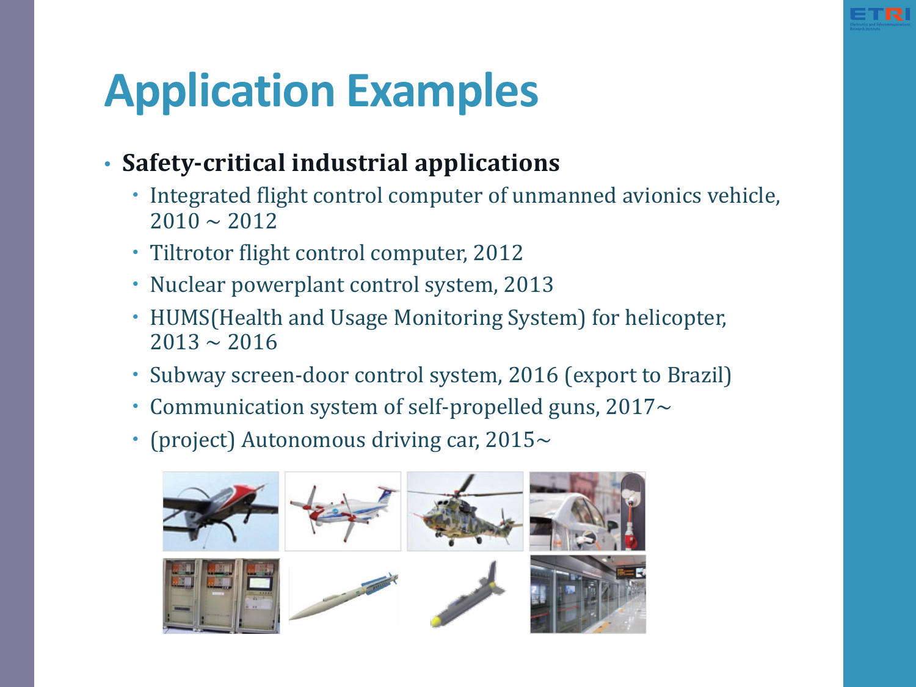# Application Examples

- **Safety-critical industrial applications**
  - Integrated flight control computer of unmanned avionics vehicle, 2010 ~ 2012
  - Tiltrotor flight control computer, 2012
  - Nuclear powerplant control system, 2013
  - HUMS(Health and Usage Monitoring System) for helicopter, 2013 ~ 2016
  - Subway screen-door control system, 2016 (export to Brazil)
  - Communication system of self-propelled guns, 2017~
  - (project) Autonomous driving car, 2015~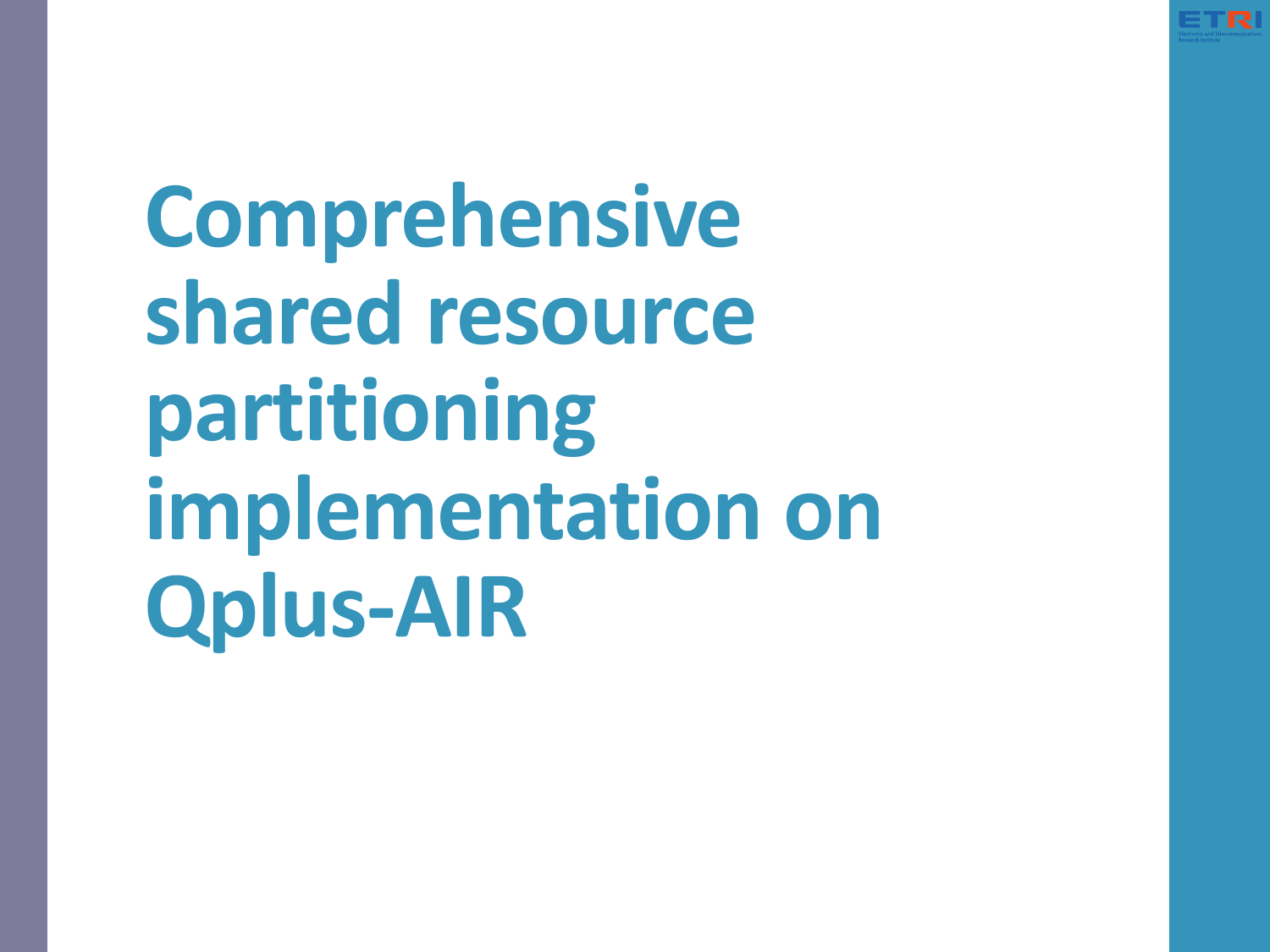# Comprehensive shared resource partitioning implementation on Qplus-AIR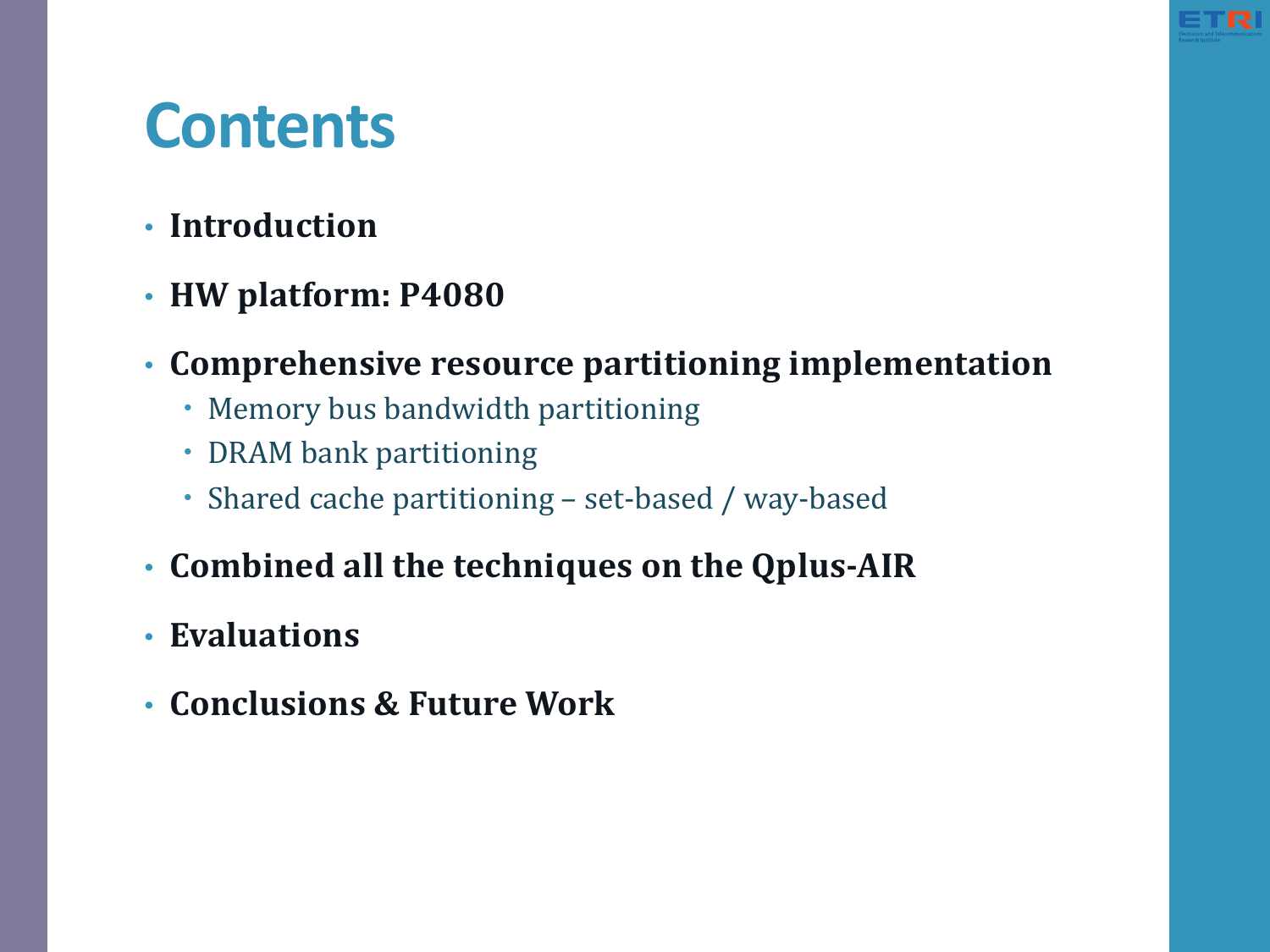# Contents

- **Introduction**
- **HW platform: P4080**
- **Comprehensive resource partitioning implementation**
  - Memory bus bandwidth partitioning
  - DRAM bank partitioning
  - Shared cache partitioning – set-based / way-based
- **Combined all the techniques on the Qplus-AIR**
- **Evaluations**
- **Conclusions & Future Work**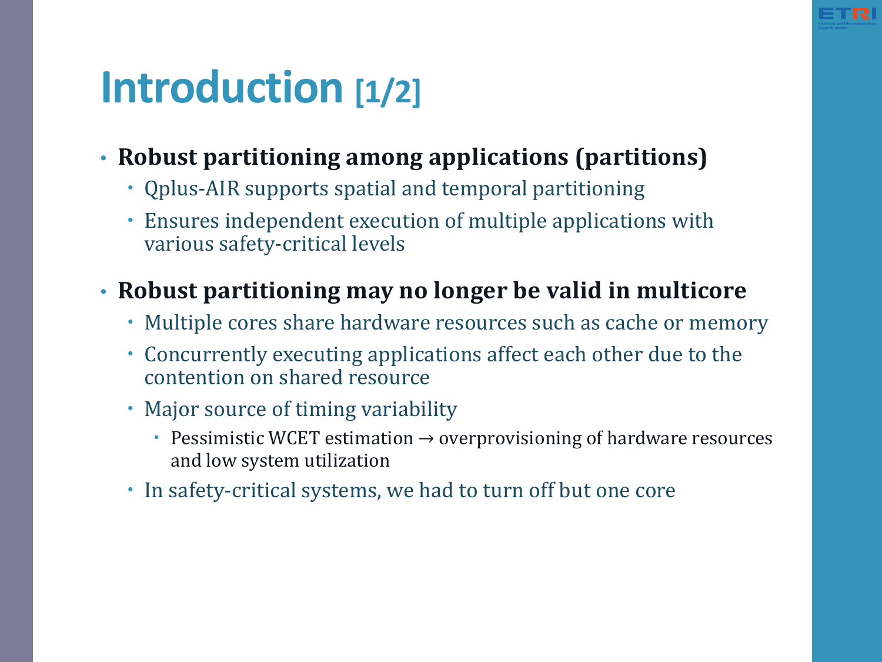# Introduction [1/2]

- **Robust partitioning among applications (partitions)**
  - Qplus-AIR supports spatial and temporal partitioning
  - Ensures independent execution of multiple applications with various safety-critical levels
- **Robust partitioning may no longer be valid in multicore**
  - Multiple cores share hardware resources such as cache or memory
  - Concurrently executing applications affect each other due to the contention on shared resource
  - Major source of timing variability
    - Pessimistic WCET estimation → overprovisioning of hardware resources and low system utilization
  - In safety-critical systems, we had to turn off but one core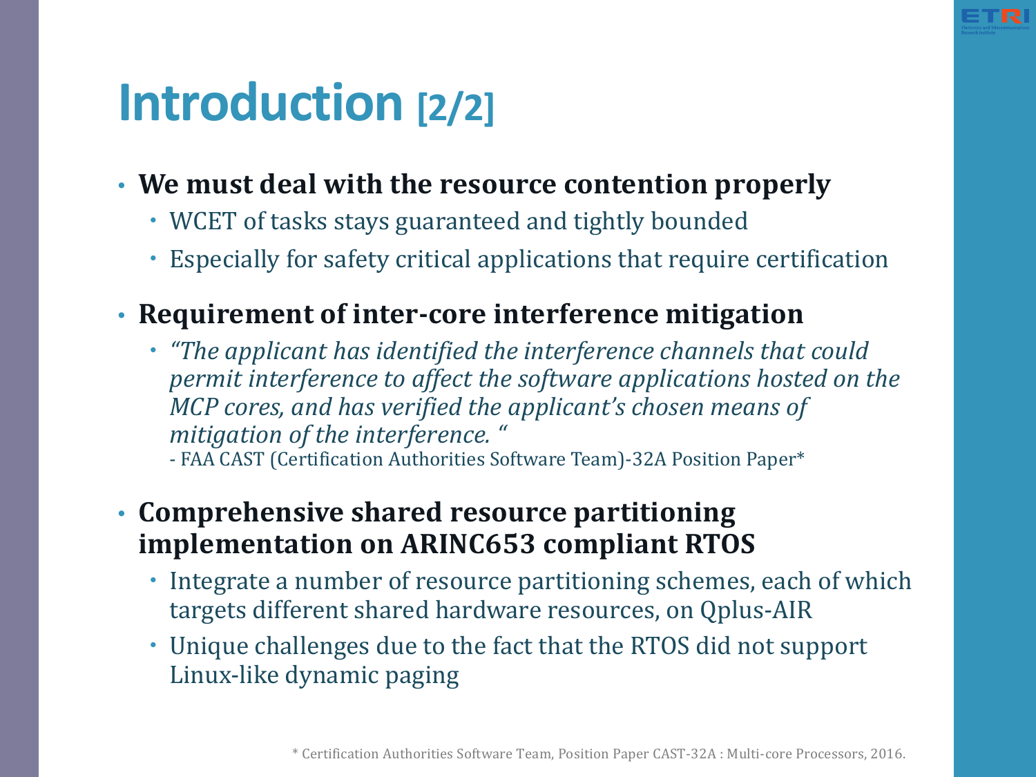# Introduction [2/2]

- **We must deal with the resource contention properly**
  - WCET of tasks stays guaranteed and tightly bounded
  - Especially for safety critical applications that require certification
- **Requirement of inter-core interference mitigation**
  - *"The applicant has identified the interference channels that could permit interference to affect the software applications hosted on the MCP cores, and has verified the applicant's chosen means of mitigation of the interference. "*
    - FAA CAST (Certification Authorities Software Team)-32A Position Paper*
- **Comprehensive shared resource partitioning implementation on ARINC653 compliant RTOS**
  - Integrate a number of resource partitioning schemes, each of which targets different shared hardware resources, on Qplus-AIR
  - Unique challenges due to the fact that the RTOS did not support Linux-like dynamic paging

* Certification Authorities Software Team, Position Paper CAST-32A : Multi-core Processors, 2016.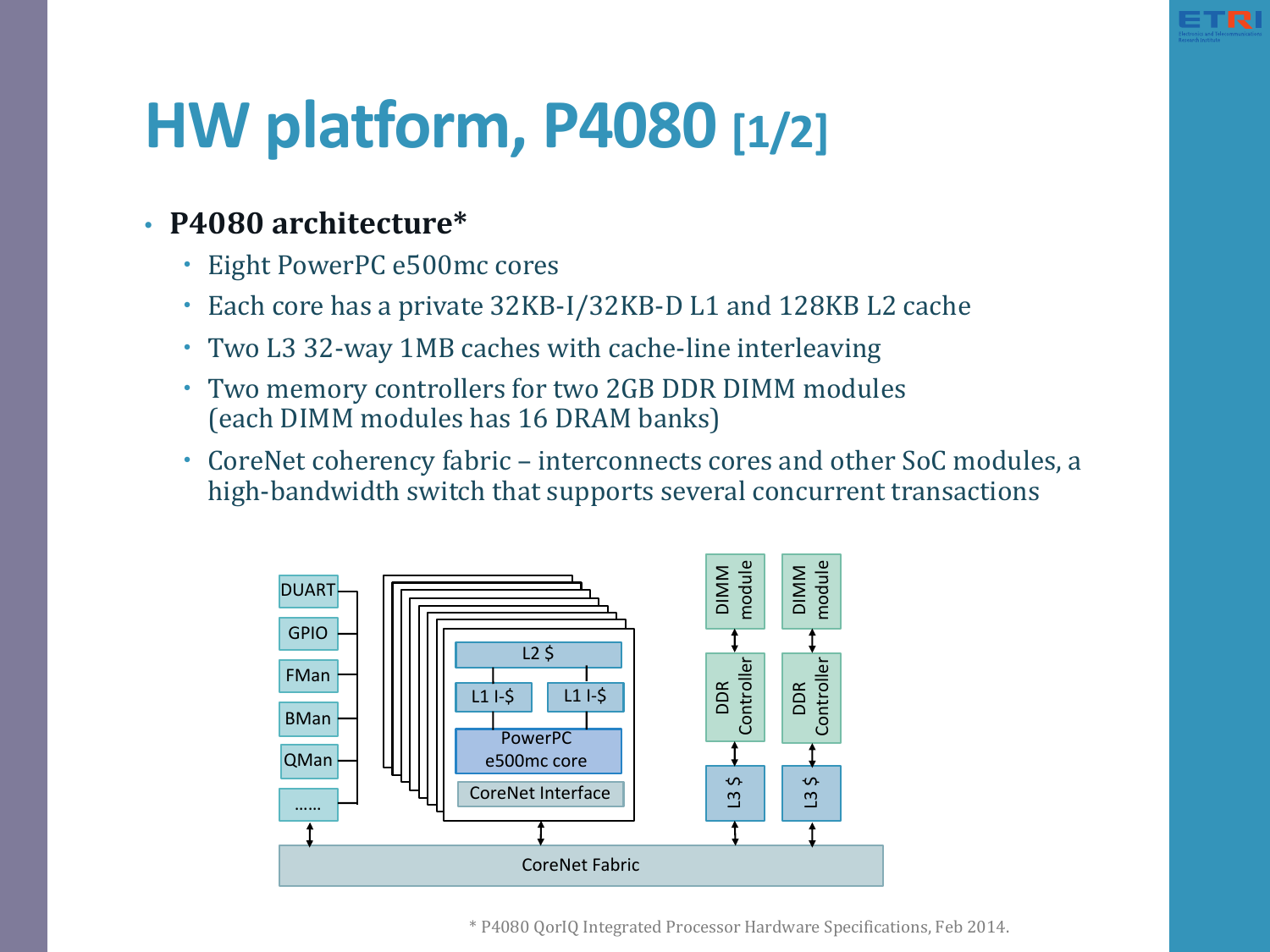# HW platform, P4080 [1/2]

- **P4080 architecture***
  - Eight PowerPC e500mc cores
  - Each core has a private 32KB-I/32KB-D L1 and 128KB L2 cache
  - Two L3 32-way 1MB caches with cache-line interleaving
  - Two memory controllers for two 2GB DDR DIMM modules (each DIMM modules has 16 DRAM banks)
  - CoreNet coherency fabric – interconnects cores and other SoC modules, a high-bandwidth switch that supports several concurrent transactions

DUART
GPIO
FMan
BMan
QMan
......

L2 $
L1 I-$
L1 I-$
PowerPC e500mc core
CoreNet Interface

DIMM module
DIMM module
DDR Controller
DDR Controller
L3 $
L3 $

CoreNet Fabric

* P4080 QorIQ Integrated Processor Hardware Specifications, Feb 2014.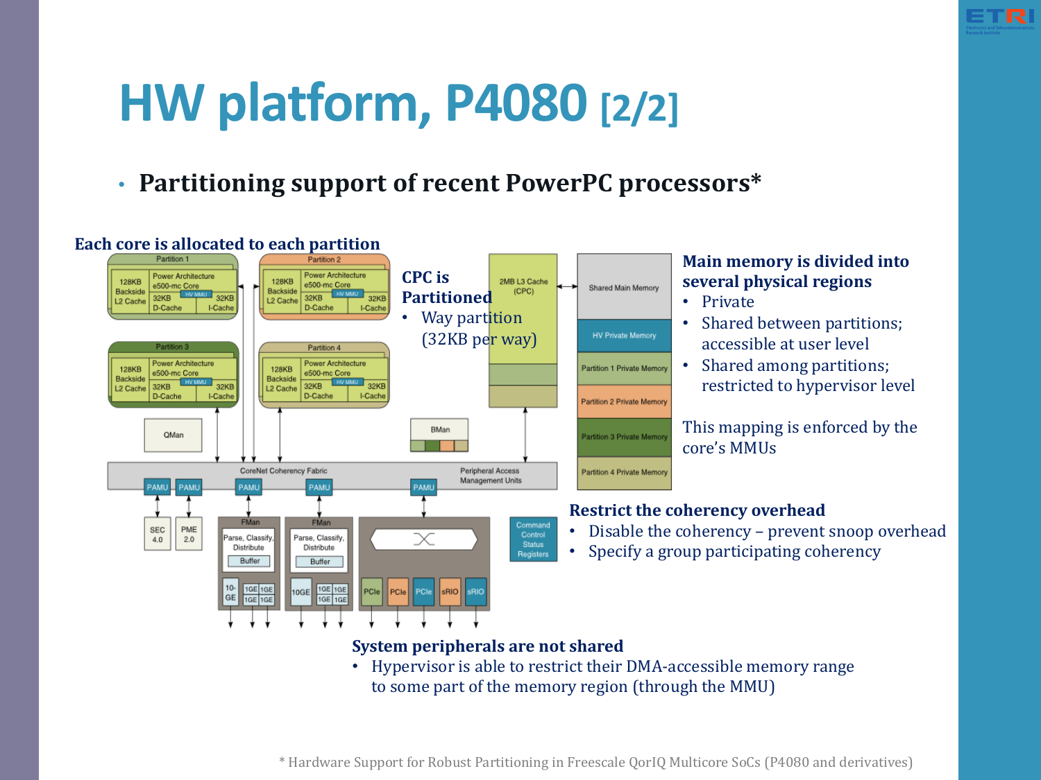# HW platform, P4080 [2/2]

- **Partitioning support of recent PowerPC processors***

**Each core is allocated to each partition**

**CPC is Partitioned**

- Way partition (32KB per way)

**Main memory is divided into several physical regions**

- Private
- Shared between partitions; accessible at user level
- Shared among partitions; restricted to hypervisor level

This mapping is enforced by the core's MMUs

**Restrict the coherency overhead**

- Disable the coherency – prevent snoop overhead
- Specify a group participating coherency

**System peripherals are not shared**

- Hypervisor is able to restrict their DMA-accessible memory range to some part of the memory region (through the MMU)

* Hardware Support for Robust Partitioning in Freescale QorIQ Multicore SoCs (P4080 and derivatives)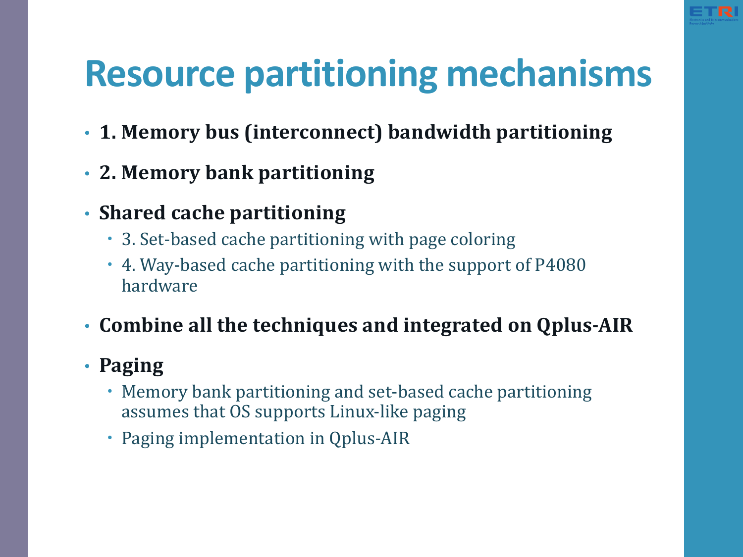# Resource partitioning mechanisms

- **1. Memory bus (interconnect) bandwidth partitioning**
- **2. Memory bank partitioning**
- **Shared cache partitioning**
  - 3. Set-based cache partitioning with page coloring
  - 4. Way-based cache partitioning with the support of P4080 hardware
- **Combine all the techniques and integrated on Qplus-AIR**
- **Paging**
  - Memory bank partitioning and set-based cache partitioning assumes that OS supports Linux-like paging
  - Paging implementation in Qplus-AIR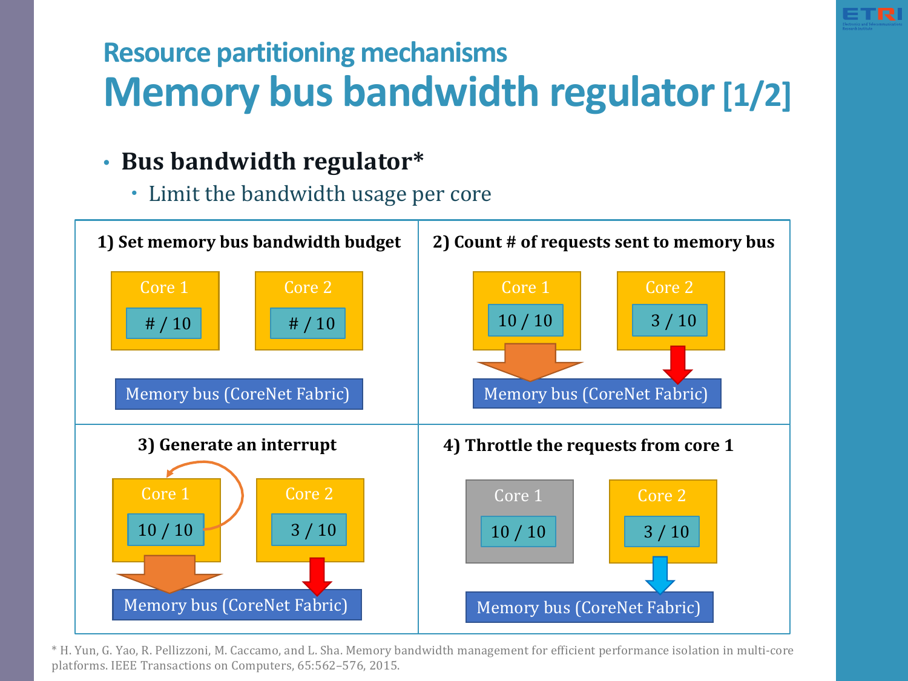## Resource partitioning mechanisms

# Memory bus bandwidth regulator [1/2]

- **Bus bandwidth regulator***
  - Limit the bandwidth usage per core

**1) Set memory bus bandwidth budget**

Core 1: # / 10 — Core 2: # / 10

Memory bus (CoreNet Fabric)

**2) Count # of requests sent to memory bus**

Core 1: 10 / 10 — Core 2: 3 / 10

Memory bus (CoreNet Fabric)

**3) Generate an interrupt**

Core 1: 10 / 10 — Core 2: 3 / 10

Memory bus (CoreNet Fabric)

**4) Throttle the requests from core 1**

Core 1: 10 / 10 — Core 2: 3 / 10

Memory bus (CoreNet Fabric)

* H. Yun, G. Yao, R. Pellizzoni, M. Caccamo, and L. Sha. Memory bandwidth management for efficient performance isolation in multi-core platforms. IEEE Transactions on Computers, 65:562–576, 2015.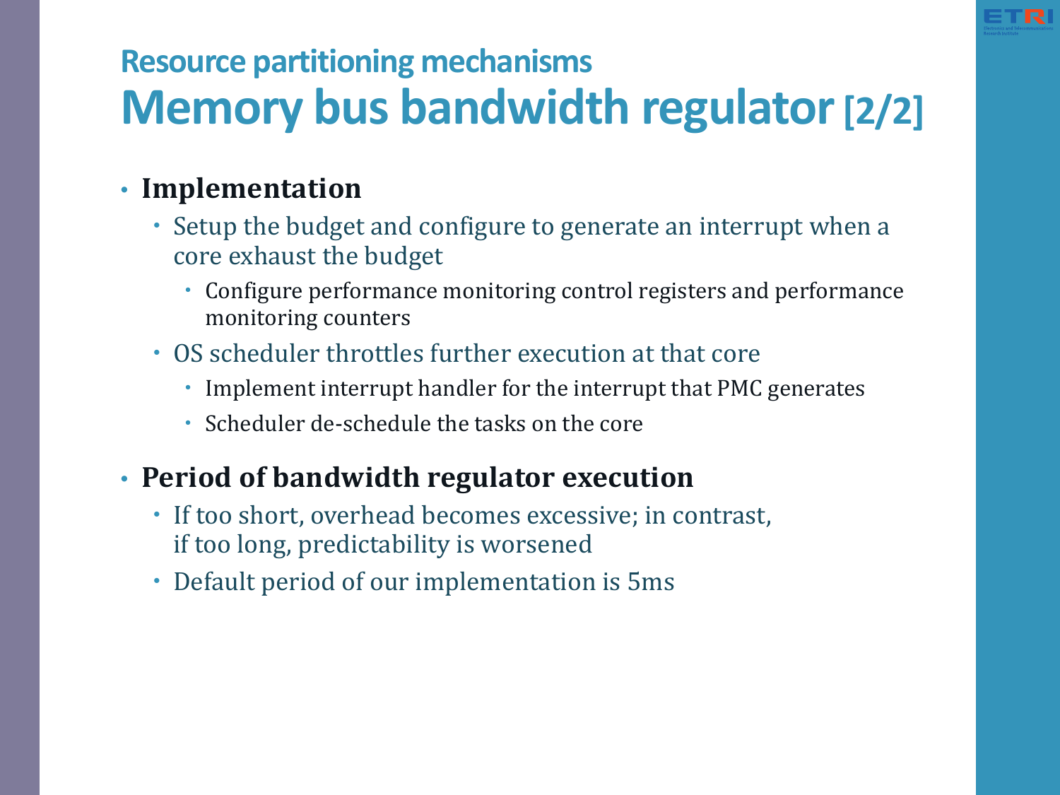## Resource partitioning mechanisms

# Memory bus bandwidth regulator [2/2]

- **Implementation**
  - Setup the budget and configure to generate an interrupt when a core exhaust the budget
    - Configure performance monitoring control registers and performance monitoring counters
  - OS scheduler throttles further execution at that core
    - Implement interrupt handler for the interrupt that PMC generates
    - Scheduler de-schedule the tasks on the core
- **Period of bandwidth regulator execution**
  - If too short, overhead becomes excessive; in contrast, if too long, predictability is worsened
  - Default period of our implementation is 5ms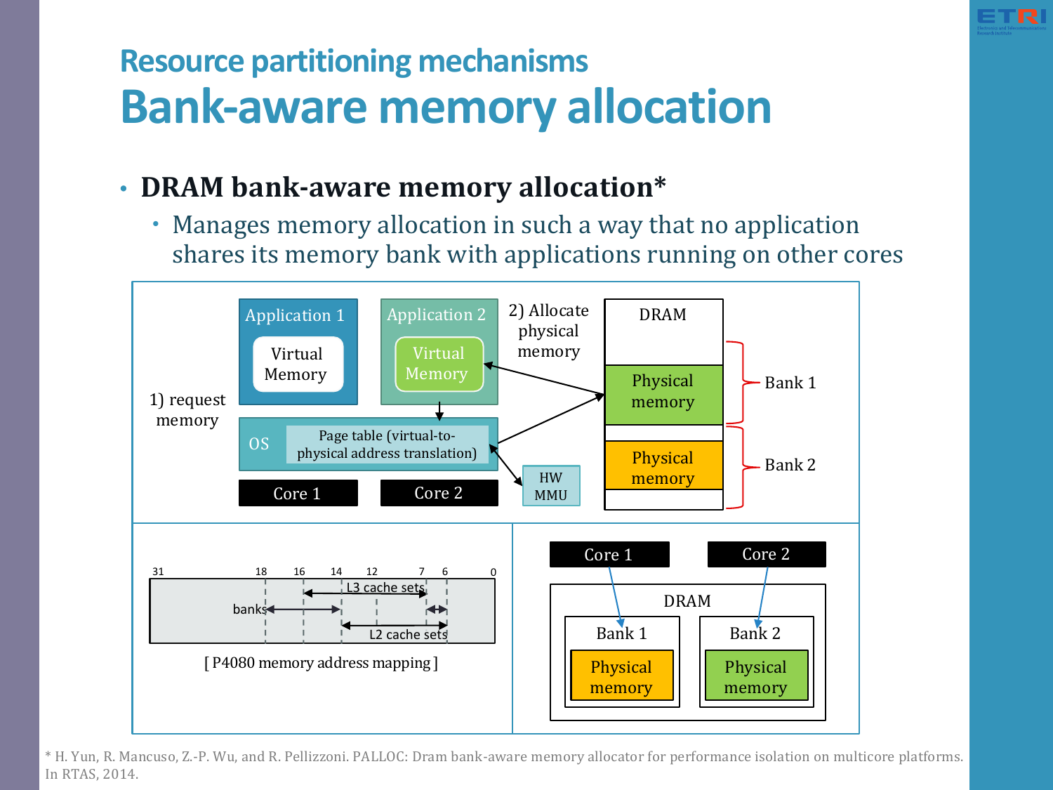# Resource partitioning mechanisms
## Bank-aware memory allocation

- **DRAM bank-aware memory allocation***
  - Manages memory allocation in such a way that no application shares its memory bank with applications running on other cores

Application 1 — Virtual Memory

Application 2 — Virtual Memory

1) request memory

2) Allocate physical memory

OS — Page table (virtual-to-physical address translation)

HW MMU

Core 1 | Core 2

DRAM: Physical memory (Bank 1), Physical memory (Bank 2)

31 18 16 14 12 7 6 0

banks, L3 cache sets, L2 cache sets

[ P4080 memory address mapping ]

Core 1 → Bank 1 (Physical memory); Core 2 → Bank 2 (Physical memory) — DRAM

\* H. Yun, R. Mancuso, Z.-P. Wu, and R. Pellizzoni. PALLOC: Dram bank-aware memory allocator for performance isolation on multicore platforms. In RTAS, 2014.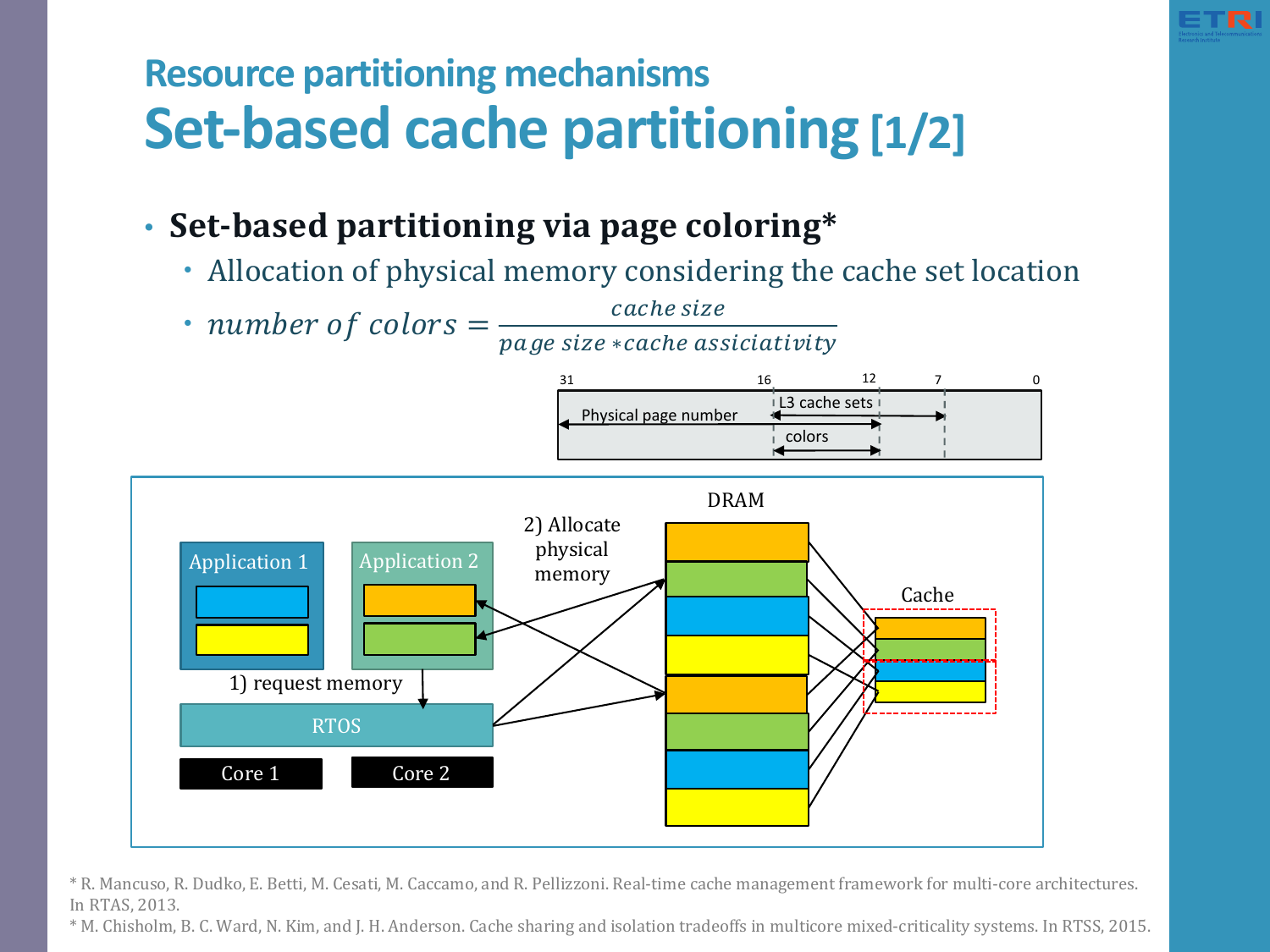# Resource partitioning mechanisms

## Set-based cache partitioning [1/2]

- **Set-based partitioning via page coloring***
  - Allocation of physical memory considering the cache set location
  - $number\ of\ colors = \dfrac{cache\ size}{page\ size * cache\ assiciativity}$

| 31 | | 16 | | 12 | | 7 | | 0 |
|---|---|---|---|---|---|---|---|---|
| Physical page number | | L3 cache sets | | | | | | |
| | | colors | | | | | | |

DRAM

2) Allocate physical memory

Application 1

Application 2

1) request memory

RTOS

Core 1

Core 2

Cache

\* R. Mancuso, R. Dudko, E. Betti, M. Cesati, M. Caccamo, and R. Pellizzoni. Real-time cache management framework for multi-core architectures. In RTAS, 2013.

\* M. Chisholm, B. C. Ward, N. Kim, and J. H. Anderson. Cache sharing and isolation tradeoffs in multicore mixed-criticality systems. In RTSS, 2015.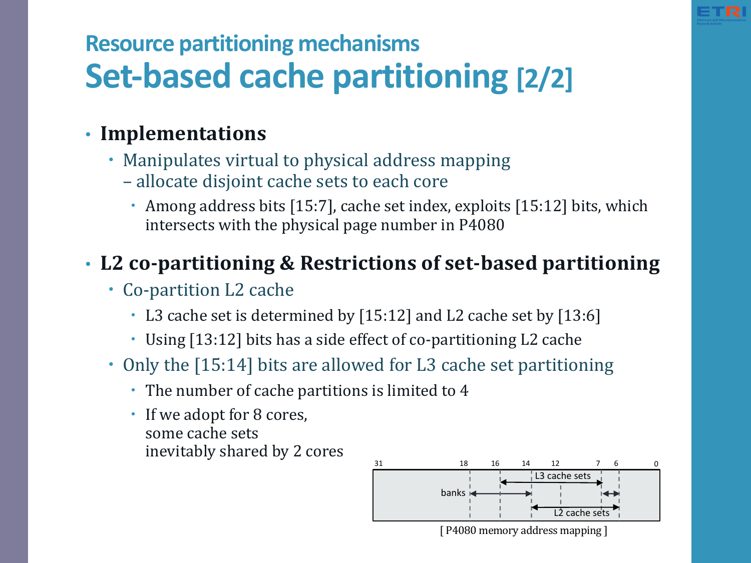## Resource partitioning mechanisms

# Set-based cache partitioning [2/2]

- **Implementations**
  - Manipulates virtual to physical address mapping – allocate disjoint cache sets to each core
    - Among address bits [15:7], cache set index, exploits [15:12] bits, which intersects with the physical page number in P4080
- **L2 co-partitioning & Restrictions of set-based partitioning**
  - Co-partition L2 cache
    - L3 cache set is determined by [15:12] and L2 cache set by [13:6]
    - Using [13:12] bits has a side effect of co-partitioning L2 cache
  - Only the [15:14] bits are allowed for L3 cache set partitioning
    - The number of cache partitions is limited to 4
    - If we adopt for 8 cores, some cache sets inevitably shared by 2 cores

31 18 16 14 12 7 6 0

L3 cache sets

banks

L2 cache sets

[ P4080 memory address mapping ]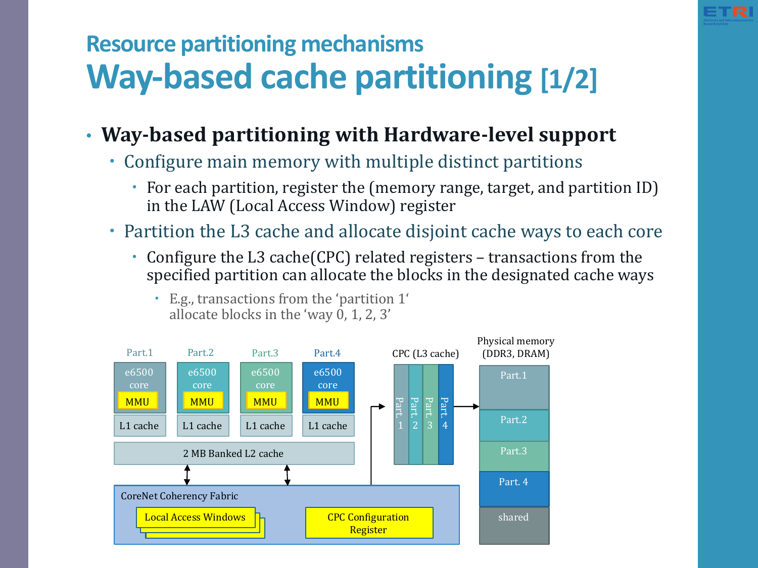## Resource partitioning mechanisms

# Way-based cache partitioning [1/2]

- **Way-based partitioning with Hardware-level support**
  - Configure main memory with multiple distinct partitions
    - For each partition, register the (memory range, target, and partition ID) in the LAW (Local Access Window) register
  - Partition the L3 cache and allocate disjoint cache ways to each core
    - Configure the L3 cache(CPC) related registers – transactions from the specified partition can allocate the blocks in the designated cache ways
      - E.g., transactions from the 'partition 1' allocate blocks in the 'way 0, 1, 2, 3'

| Part.1 | Part.2 | Part.3 | Part.4 |
|---|---|---|---|
| e6500 core (MMU) | e6500 core (MMU) | e6500 core (MMU) | e6500 core (MMU) |
| L1 cache | L1 cache | L1 cache | L1 cache |
| 2 MB Banked L2 cache | | | |

CoreNet Coherency Fabric: Local Access Windows, CPC Configuration Register

CPC (L3 cache): Part. 1, Part. 2, Part. 3, Part. 4

Physical memory (DDR3, DRAM): Part.1, Part.2, Part.3, Part. 4, shared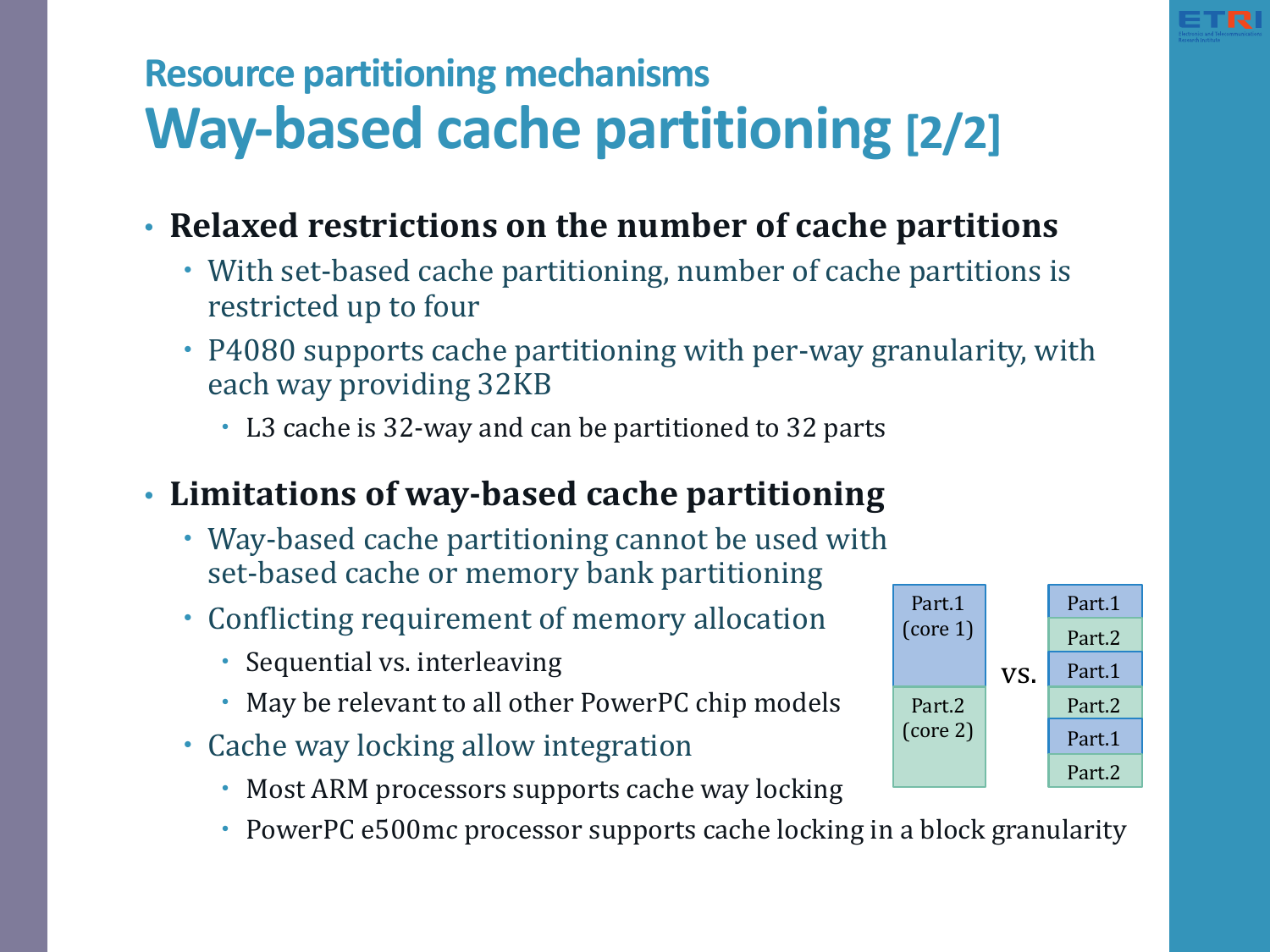## Resource partitioning mechanisms

# Way-based cache partitioning [2/2]

- **Relaxed restrictions on the number of cache partitions**
  - With set-based cache partitioning, number of cache partitions is restricted up to four
  - P4080 supports cache partitioning with per-way granularity, with each way providing 32KB
    - L3 cache is 32-way and can be partitioned to 32 parts
- **Limitations of way-based cache partitioning**
  - Way-based cache partitioning cannot be used with set-based cache or memory bank partitioning
  - Conflicting requirement of memory allocation
    - Sequential vs. interleaving
    - May be relevant to all other PowerPC chip models
  - Cache way locking allow integration
    - Most ARM processors supports cache way locking
    - PowerPC e500mc processor supports cache locking in a block granularity

| Sequential | | Interleaving |
|---|---|---|
| Part.1 (core 1) | vs. | Part.1 |
| | | Part.2 |
| | | Part.1 |
| Part.2 (core 2) | | Part.2 |
| | | Part.1 |
| | | Part.2 |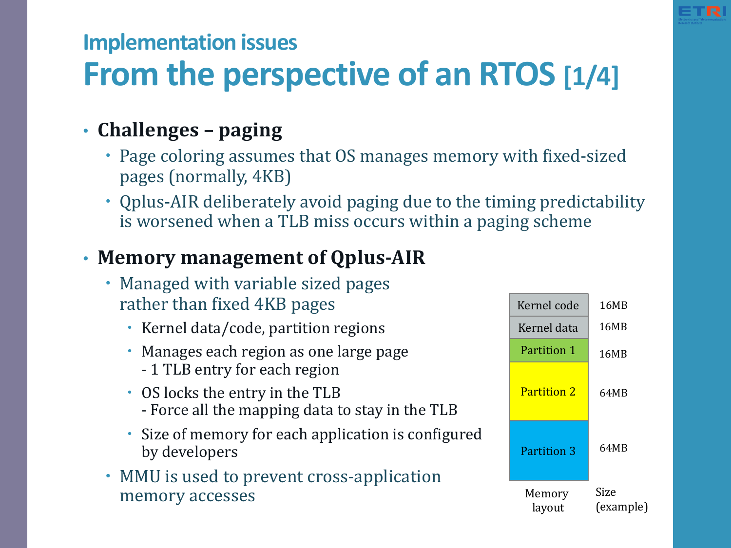## Implementation issues

# From the perspective of an RTOS [1/4]

- **Challenges – paging**
  - Page coloring assumes that OS manages memory with fixed-sized pages (normally, 4KB)
  - Qplus-AIR deliberately avoid paging due to the timing predictability is worsened when a TLB miss occurs within a paging scheme
- **Memory management of Qplus-AIR**
  - Managed with variable sized pages rather than fixed 4KB pages
    - Kernel data/code, partition regions
    - Manages each region as one large page
      - 1 TLB entry for each region
    - OS locks the entry in the TLB
      - Force all the mapping data to stay in the TLB
    - Size of memory for each application is configured by developers
  - MMU is used to prevent cross-application memory accesses

| Memory layout | Size (example) |
|---|---|
| Kernel code | 16MB |
| Kernel data | 16MB |
| Partition 1 | 16MB |
| Partition 2 | 64MB |
| Partition 3 | 64MB |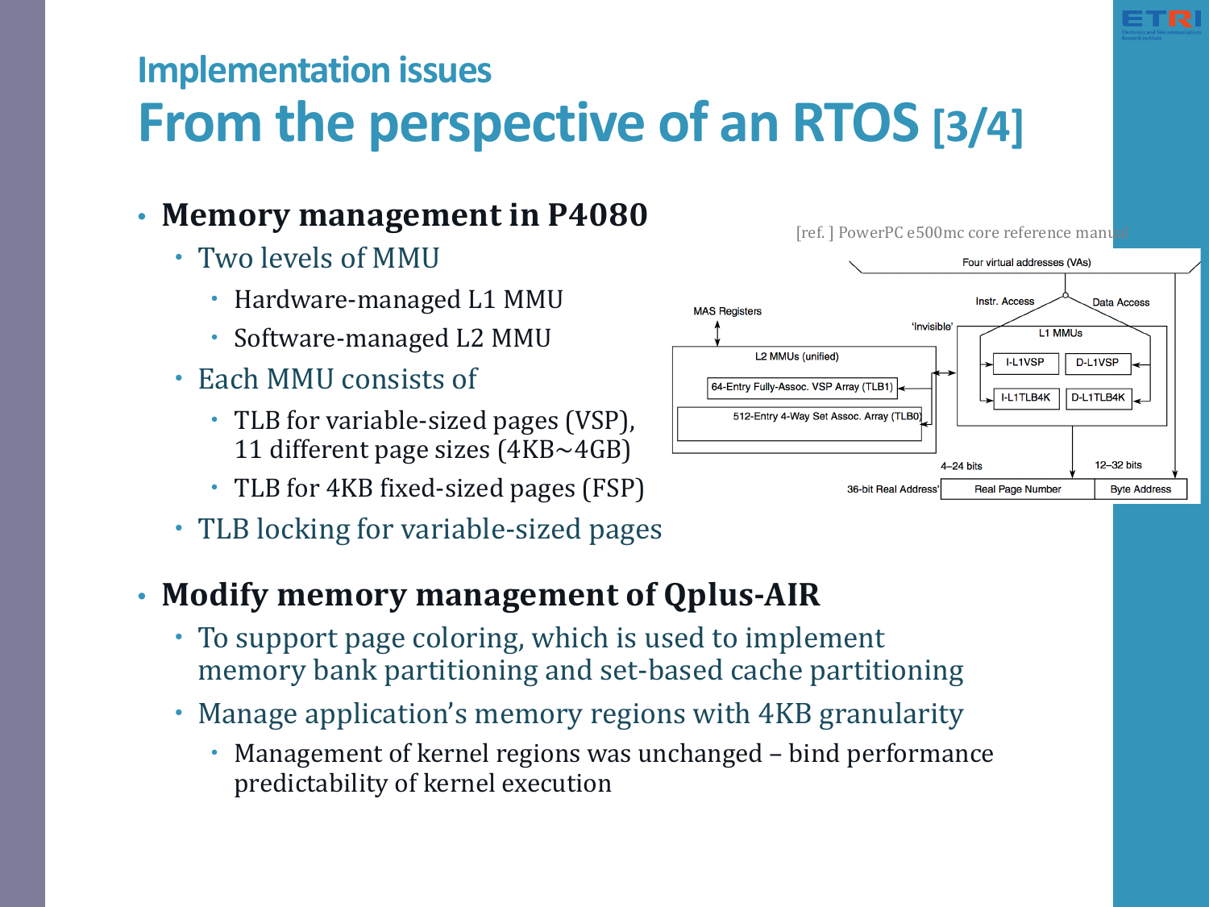## Implementation issues

# From the perspective of an RTOS [3/4]

- **Memory management in P4080**
  - Two levels of MMU
    - Hardware-managed L1 MMU
    - Software-managed L2 MMU
  - Each MMU consists of
    - TLB for variable-sized pages (VSP), 11 different page sizes (4KB~4GB)
    - TLB for 4KB fixed-sized pages (FSP)
  - TLB locking for variable-sized pages

[ref. ] PowerPC e500mc core reference manual

- **Modify memory management of Qplus-AIR**
  - To support page coloring, which is used to implement memory bank partitioning and set-based cache partitioning
  - Manage application's memory regions with 4KB granularity
    - Management of kernel regions was unchanged – bind performance predictability of kernel execution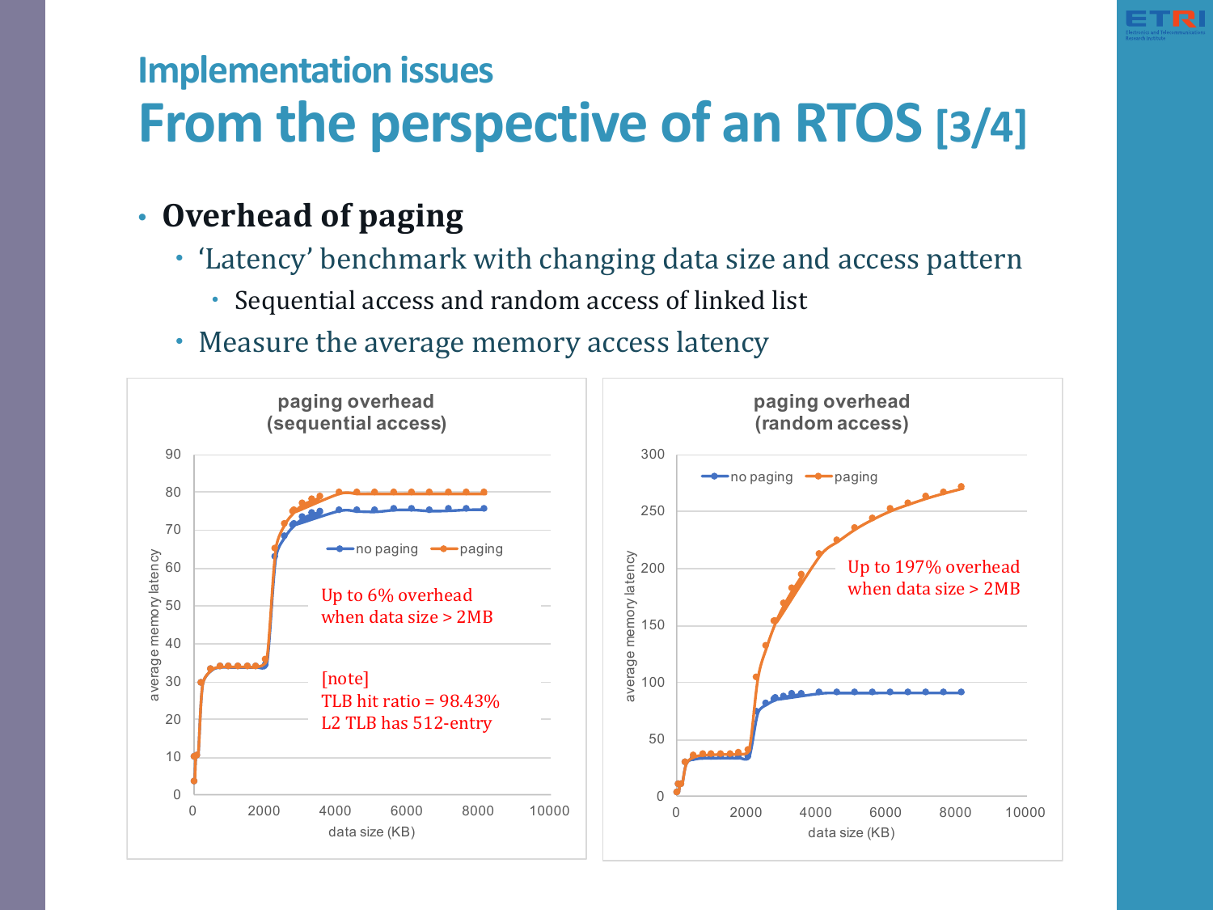## Implementation issues

# From the perspective of an RTOS [3/4]

- **Overhead of paging**
  - 'Latency' benchmark with changing data size and access pattern
    - Sequential access and random access of linked list
  - Measure the average memory access latency

**paging overhead (sequential access)**

Legend: no paging, paging

Y-axis: average memory latency (0–90); X-axis: data size (KB) (0–10000)

Up to 6% overhead when data size > 2MB

[note]
TLB hit ratio = 98.43%
L2 TLB has 512-entry

**paging overhead (random access)**

Legend: no paging, paging

Y-axis: average memory latency (0–300); X-axis: data size (KB) (0–10000)

Up to 197% overhead when data size > 2MB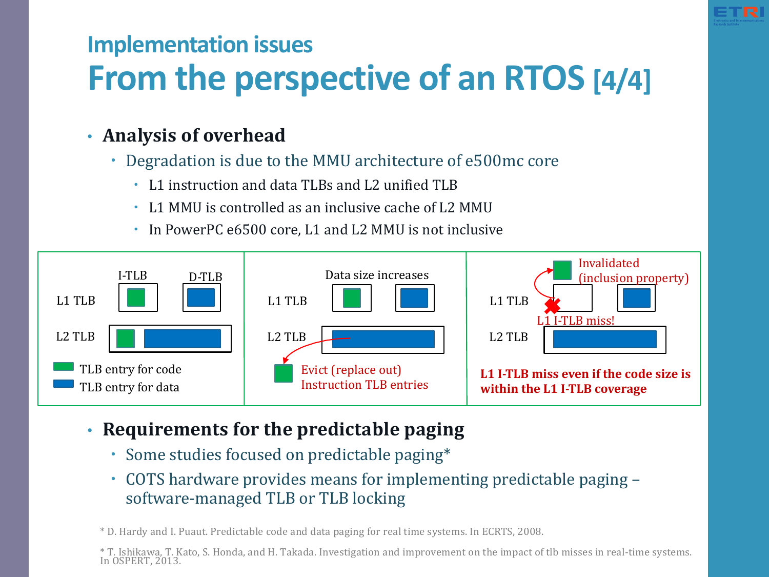## Implementation issues

# From the perspective of an RTOS [4/4]

- **Analysis of overhead**
  - Degradation is due to the MMU architecture of e500mc core
    - L1 instruction and data TLBs and L2 unified TLB
    - L1 MMU is controlled as an inclusive cache of L2 MMU
    - In PowerPC e6500 core, L1 and L2 MMU is not inclusive

I-TLB D-TLB

L1 TLB

L2 TLB

TLB entry for code

TLB entry for data

Data size increases

L1 TLB

L2 TLB

Evict (replace out) Instruction TLB entries

Invalidated (inclusion property)

L1 TLB

L1 I-TLB miss!

L2 TLB

**L1 I-TLB miss even if the code size is within the L1 I-TLB coverage**

- **Requirements for the predictable paging**
  - Some studies focused on predictable paging*
  - COTS hardware provides means for implementing predictable paging – software-managed TLB or TLB locking

* D. Hardy and I. Puaut. Predictable code and data paging for real time systems. In ECRTS, 2008.

* T. Ishikawa, T. Kato, S. Honda, and H. Takada. Investigation and improvement on the impact of tlb misses in real-time systems. In OSPERT, 2013.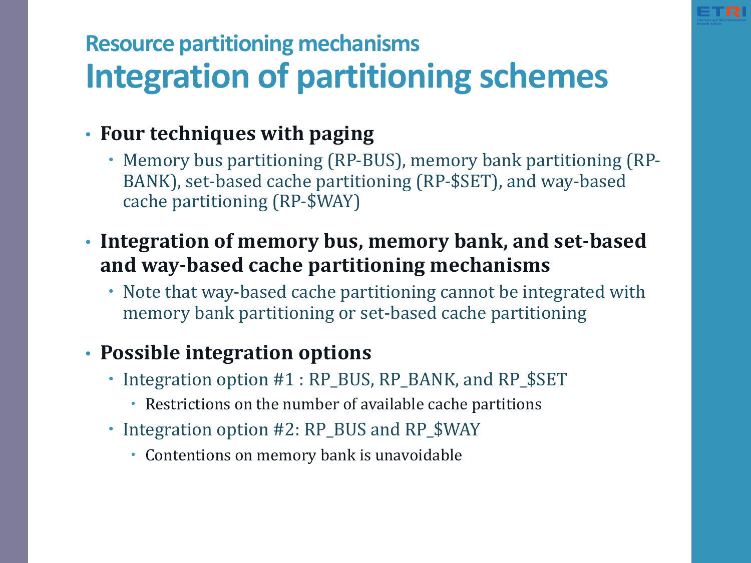## Resource partitioning mechanisms

# Integration of partitioning schemes

- **Four techniques with paging**
  - Memory bus partitioning (RP-BUS), memory bank partitioning (RP-BANK), set-based cache partitioning (RP-$SET), and way-based cache partitioning (RP-$WAY)
- **Integration of memory bus, memory bank, and set-based and way-based cache partitioning mechanisms**
  - Note that way-based cache partitioning cannot be integrated with memory bank partitioning or set-based cache partitioning
- **Possible integration options**
  - Integration option #1 : RP_BUS, RP_BANK, and RP_$SET
    - Restrictions on the number of available cache partitions
  - Integration option #2: RP_BUS and RP_$WAY
    - Contentions on memory bank is unavoidable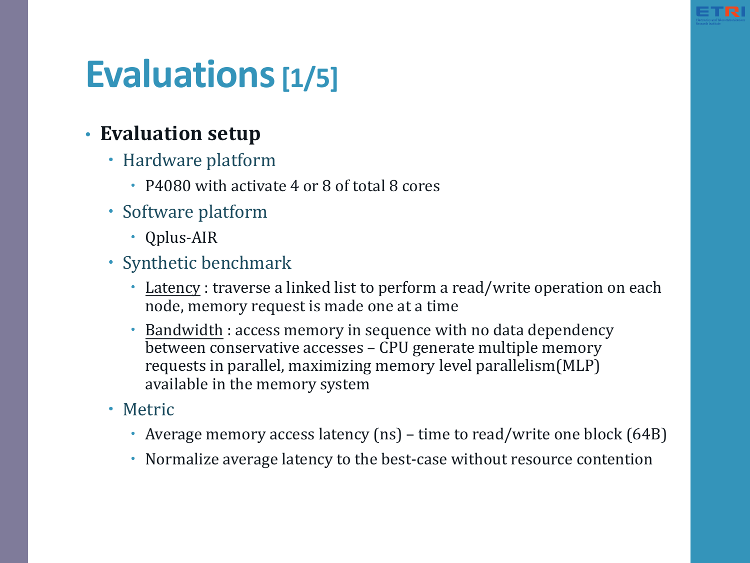# Evaluations [1/5]

- **Evaluation setup**
  - Hardware platform
    - P4080 with activate 4 or 8 of total 8 cores
  - Software platform
    - Qplus-AIR
  - Synthetic benchmark
    - Latency : traverse a linked list to perform a read/write operation on each node, memory request is made one at a time
    - Bandwidth : access memory in sequence with no data dependency between conservative accesses – CPU generate multiple memory requests in parallel, maximizing memory level parallelism(MLP) available in the memory system
  - Metric
    - Average memory access latency (ns) – time to read/write one block (64B)
    - Normalize average latency to the best-case without resource contention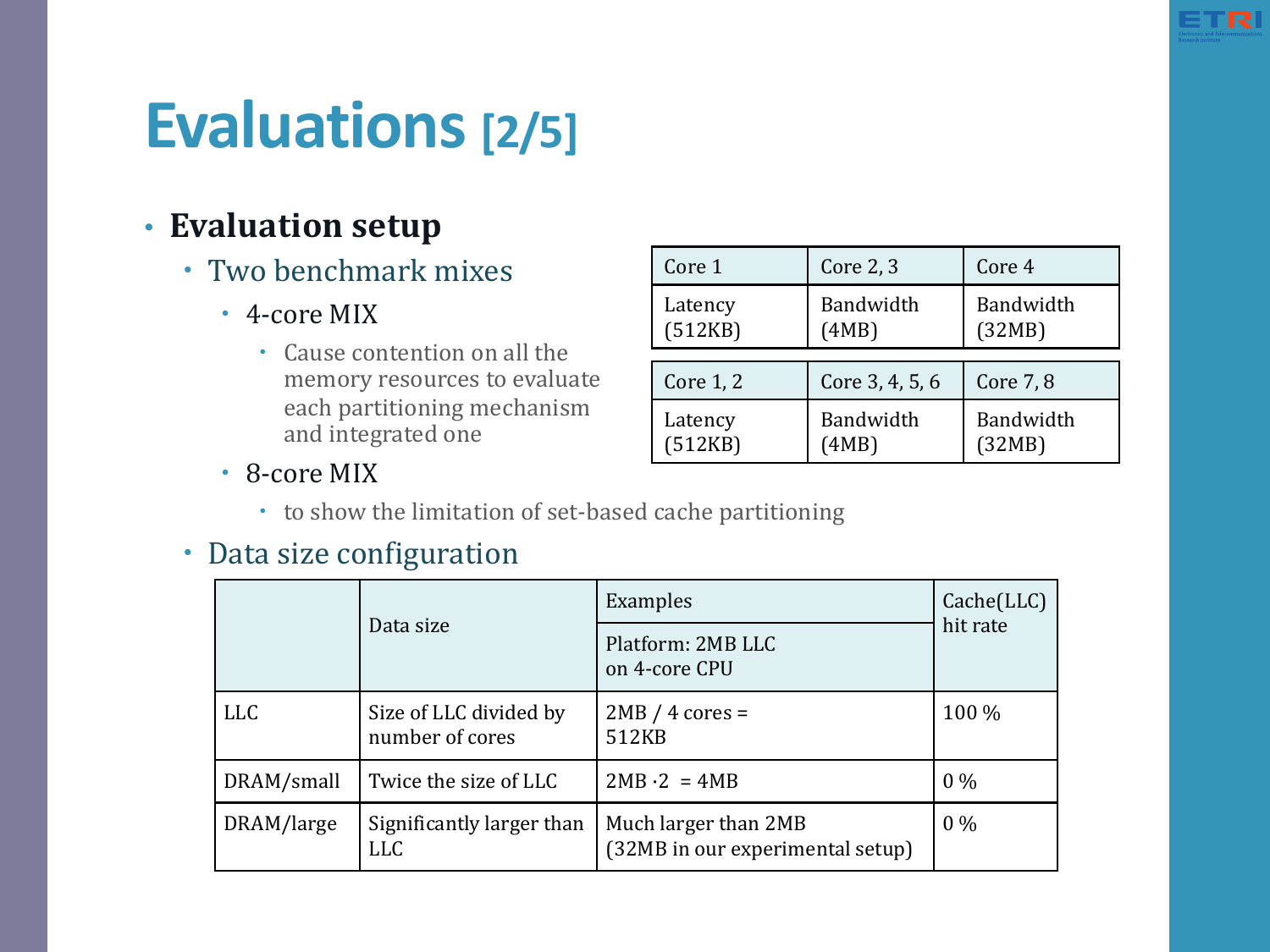# Evaluations [2/5]

- **Evaluation setup**
  - Two benchmark mixes
    - 4-core MIX
      - Cause contention on all the memory resources to evaluate each partitioning mechanism and integrated one
    - 8-core MIX
      - to show the limitation of set-based cache partitioning

| Core 1 | Core 2, 3 | Core 4 |
|---|---|---|
| Latency (512KB) | Bandwidth (4MB) | Bandwidth (32MB) |

| Core 1, 2 | Core 3, 4, 5, 6 | Core 7, 8 |
|---|---|---|
| Latency (512KB) | Bandwidth (4MB) | Bandwidth (32MB) |

  - Data size configuration

| | Data size | Examples<br>Platform: 2MB LLC on 4-core CPU | Cache(LLC) hit rate |
|---|---|---|---|
| LLC | Size of LLC divided by number of cores | 2MB / 4 cores = 512KB | 100 % |
| DRAM/small | Twice the size of LLC | 2MB ·2 = 4MB | 0 % |
| DRAM/large | Significantly larger than LLC | Much larger than 2MB (32MB in our experimental setup) | 0 % |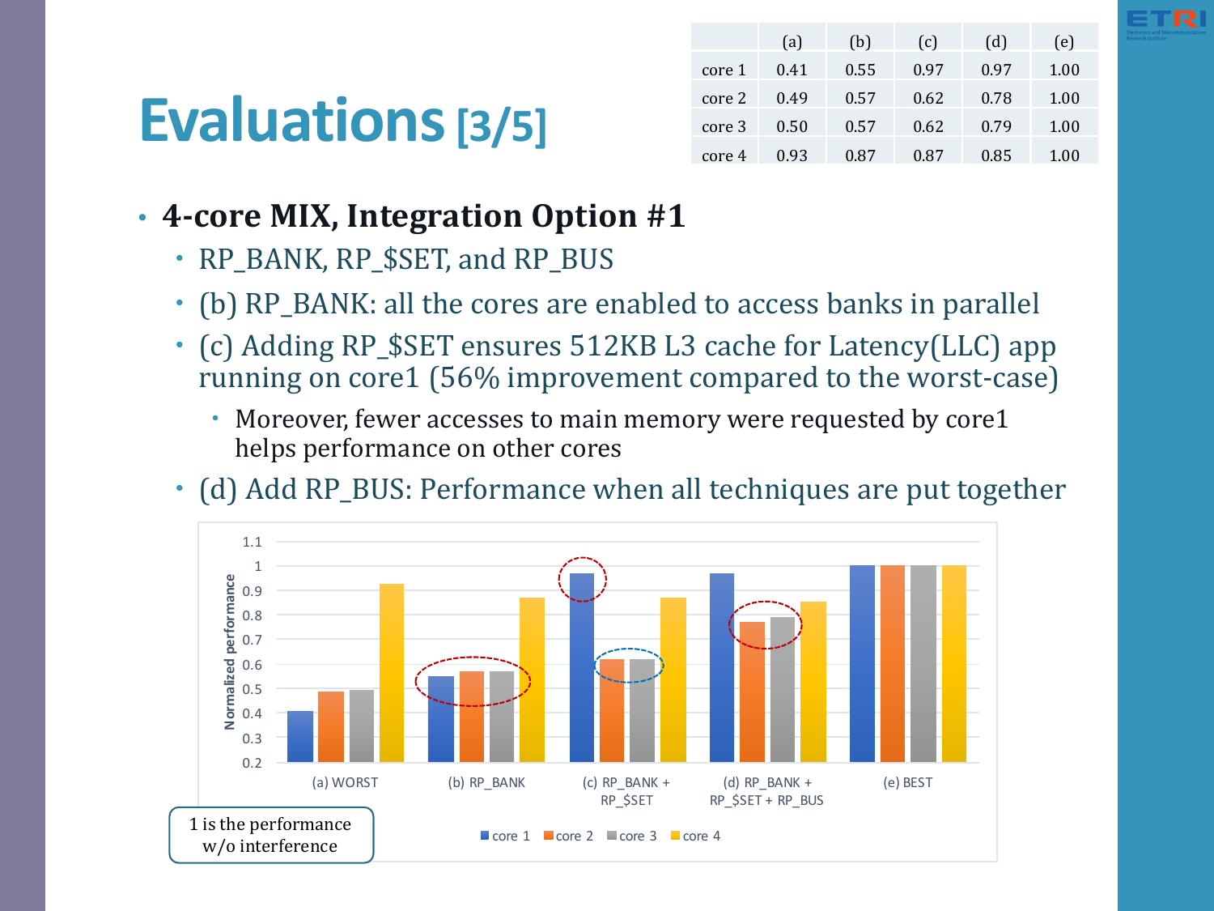# Evaluations [3/5]

|  | (a) | (b) | (c) | (d) | (e) |
|---|---|---|---|---|---|
| core 1 | 0.41 | 0.55 | 0.97 | 0.97 | 1.00 |
| core 2 | 0.49 | 0.57 | 0.62 | 0.78 | 1.00 |
| core 3 | 0.50 | 0.57 | 0.62 | 0.79 | 1.00 |
| core 4 | 0.93 | 0.87 | 0.87 | 0.85 | 1.00 |

- **4-core MIX, Integration Option #1**
  - RP_BANK, RP_$SET, and RP_BUS
  - (b) RP_BANK: all the cores are enabled to access banks in parallel
  - (c) Adding RP_$SET ensures 512KB L3 cache for Latency(LLC) app running on core1 (56% improvement compared to the worst-case)
    - Moreover, fewer accesses to main memory were requested by core1 helps performance on other cores
  - (d) Add RP_BUS: Performance when all techniques are put together

Normalized performance chart: (a) WORST, (b) RP_BANK, (c) RP_BANK + RP_$SET, (d) RP_BANK + RP_$SET + RP_BUS, (e) BEST — core 1, core 2, core 3, core 4

1 is the performance w/o interference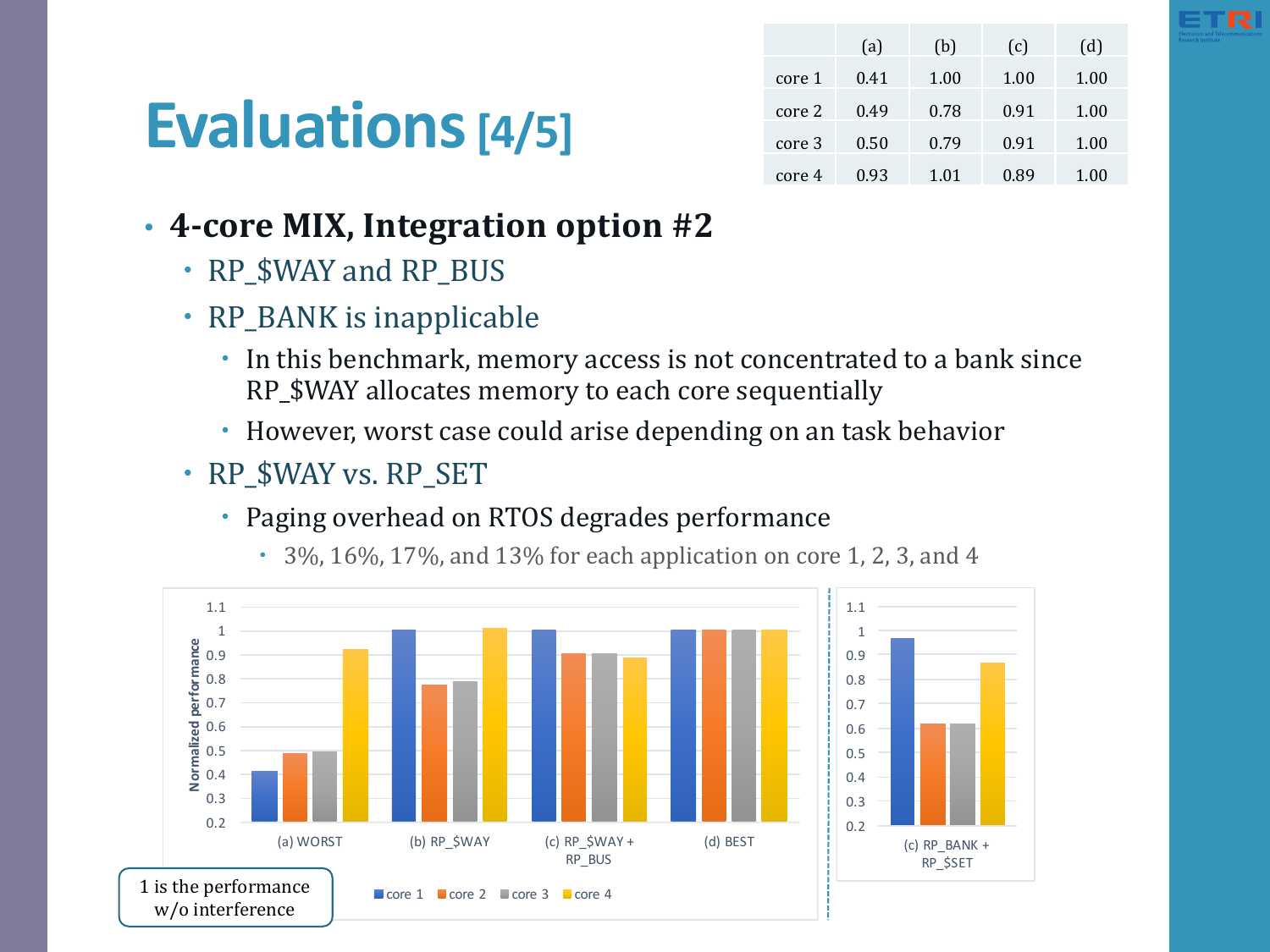# Evaluations [4/5]

| | (a) | (b) | (c) | (d) |
|---|---|---|---|---|
| core 1 | 0.41 | 1.00 | 1.00 | 1.00 |
| core 2 | 0.49 | 0.78 | 0.91 | 1.00 |
| core 3 | 0.50 | 0.79 | 0.91 | 1.00 |
| core 4 | 0.93 | 1.01 | 0.89 | 1.00 |

- **4-core MIX, Integration option #2**
  - RP_$WAY and RP_BUS
  - RP_BANK is inapplicable
    - In this benchmark, memory access is not concentrated to a bank since RP_$WAY allocates memory to each core sequentially
    - However, worst case could arise depending on an task behavior
  - RP_$WAY vs. RP_SET
    - Paging overhead on RTOS degrades performance
      - 3%, 16%, 17%, and 13% for each application on core 1, 2, 3, and 4

1 is the performance w/o interference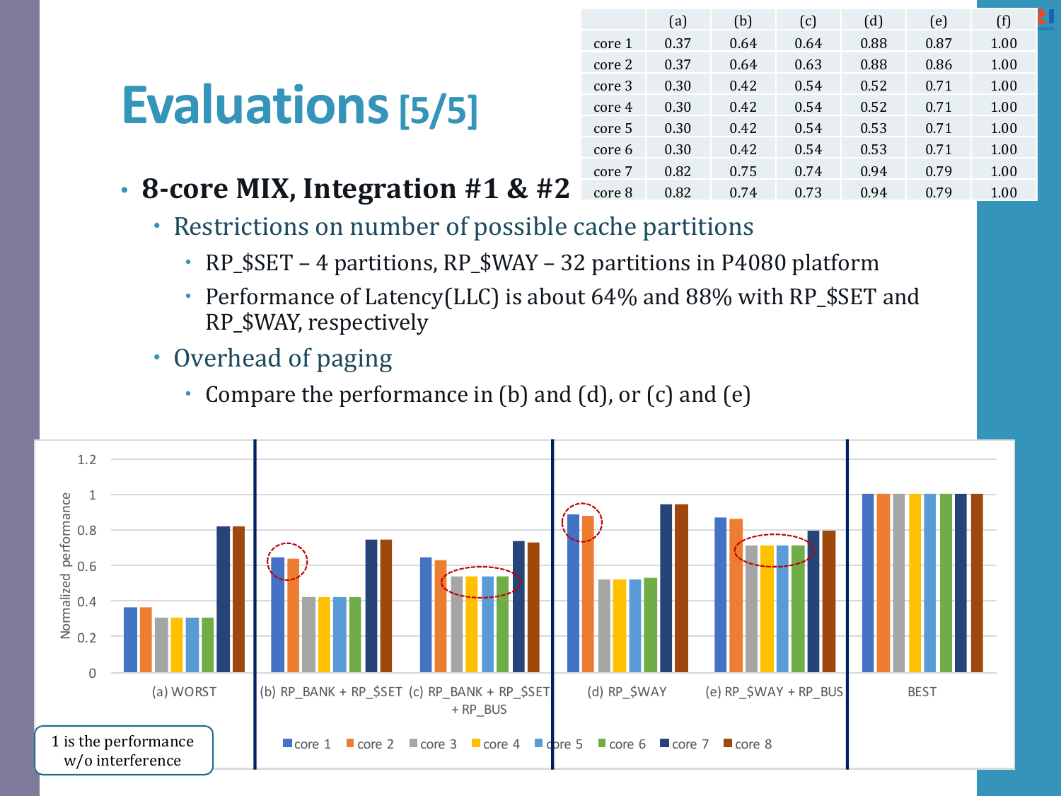# Evaluations [5/5]

|  | (a) | (b) | (c) | (d) | (e) | (f) |
|---|---|---|---|---|---|---|
| core 1 | 0.37 | 0.64 | 0.64 | 0.88 | 0.87 | 1.00 |
| core 2 | 0.37 | 0.64 | 0.63 | 0.88 | 0.86 | 1.00 |
| core 3 | 0.30 | 0.42 | 0.54 | 0.52 | 0.71 | 1.00 |
| core 4 | 0.30 | 0.42 | 0.54 | 0.52 | 0.71 | 1.00 |
| core 5 | 0.30 | 0.42 | 0.54 | 0.53 | 0.71 | 1.00 |
| core 6 | 0.30 | 0.42 | 0.54 | 0.53 | 0.71 | 1.00 |
| core 7 | 0.82 | 0.75 | 0.74 | 0.94 | 0.79 | 1.00 |
| core 8 | 0.82 | 0.74 | 0.73 | 0.94 | 0.79 | 1.00 |

- **8-core MIX, Integration #1 & #2**
  - Restrictions on number of possible cache partitions
    - RP_$SET – 4 partitions, RP_$WAY – 32 partitions in P4080 platform
    - Performance of Latency(LLC) is about 64% and 88% with RP_$SET and RP_$WAY, respectively
  - Overhead of paging
    - Compare the performance in (b) and (d), or (c) and (e)

Chart: Normalized performance per core (core 1 – core 8) for (a) WORST, (b) RP_BANK + RP_$SET, (c) RP_BANK + RP_$SET + RP_BUS, (d) RP_$WAY, (e) RP_$WAY + RP_BUS, BEST.

1 is the performance w/o interference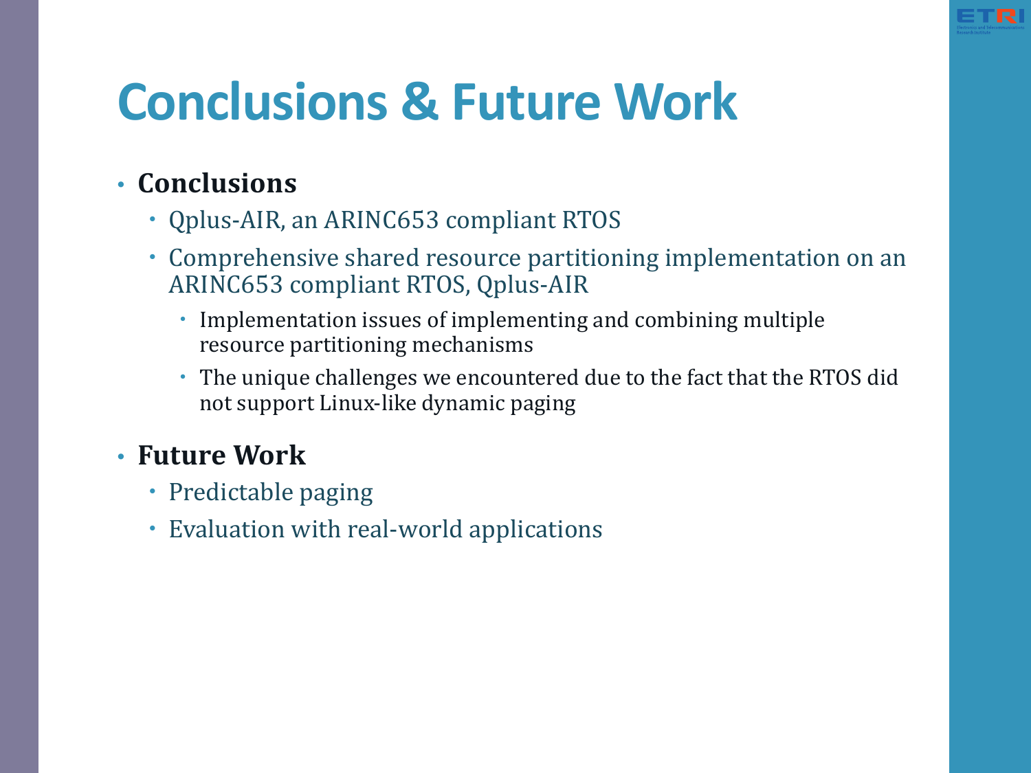# Conclusions & Future Work

- **Conclusions**
  - Qplus-AIR, an ARINC653 compliant RTOS
  - Comprehensive shared resource partitioning implementation on an ARINC653 compliant RTOS, Qplus-AIR
    - Implementation issues of implementing and combining multiple resource partitioning mechanisms
    - The unique challenges we encountered due to the fact that the RTOS did not support Linux-like dynamic paging
- **Future Work**
  - Predictable paging
  - Evaluation with real-world applications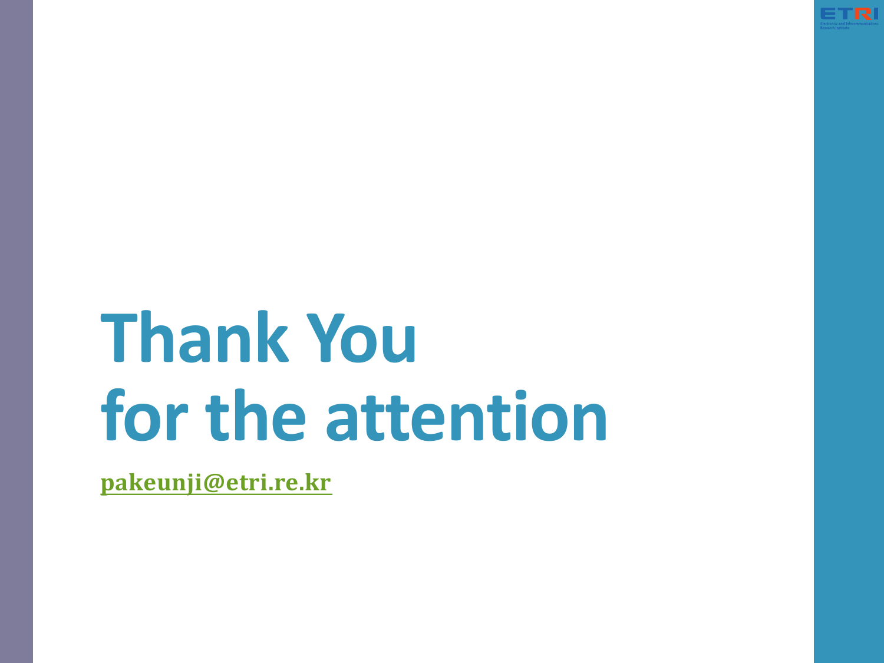# Thank You for the attention

pakeunji@etri.re.kr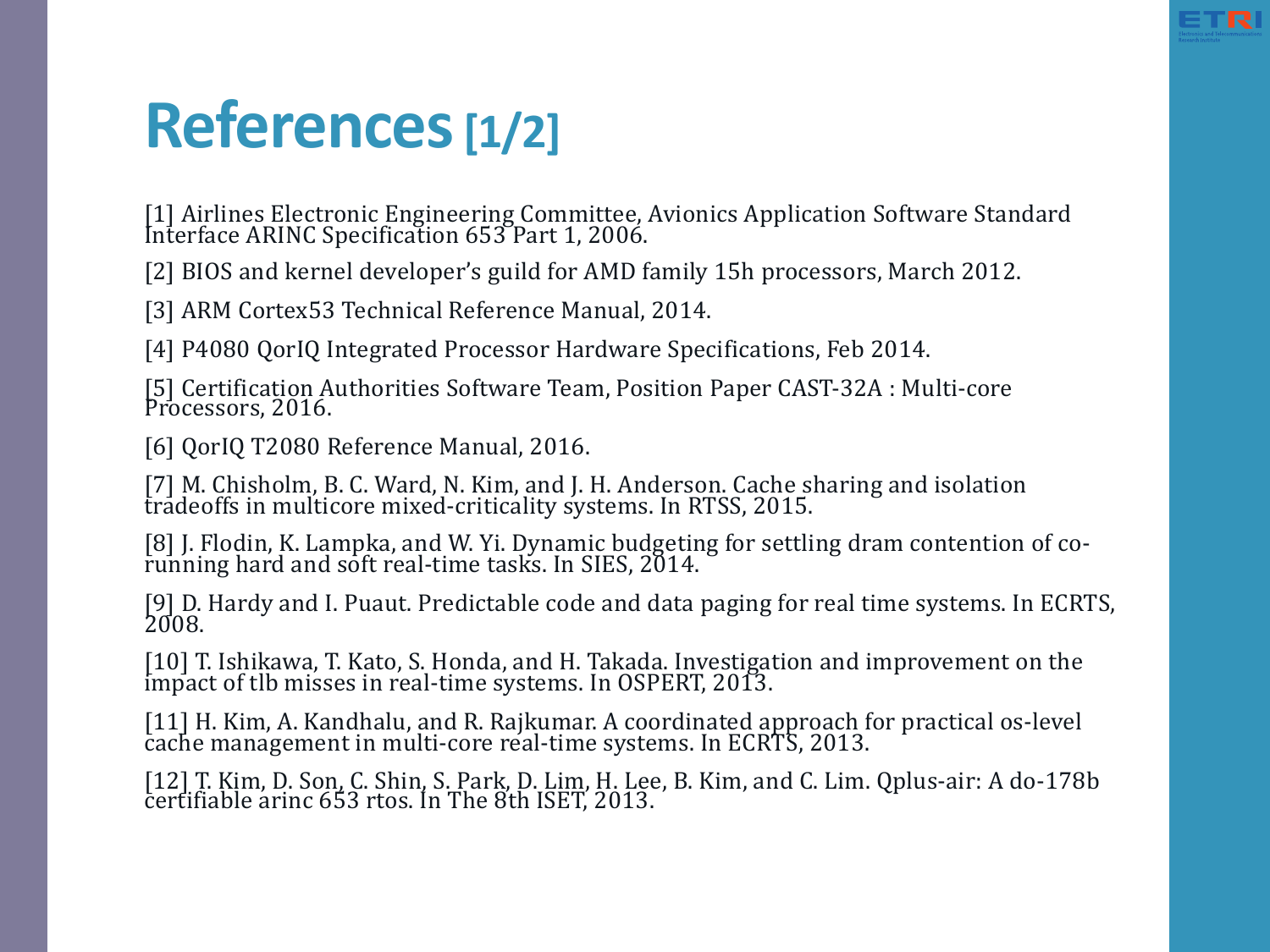# References [1/2]

[1] Airlines Electronic Engineering Committee, Avionics Application Software Standard Interface ARINC Specification 653 Part 1, 2006.

[2] BIOS and kernel developer's guild for AMD family 15h processors, March 2012.

[3] ARM Cortex53 Technical Reference Manual, 2014.

[4] P4080 QorIQ Integrated Processor Hardware Specifications, Feb 2014.

[5] Certification Authorities Software Team, Position Paper CAST-32A : Multi-core Processors, 2016.

[6] QorIQ T2080 Reference Manual, 2016.

[7] M. Chisholm, B. C. Ward, N. Kim, and J. H. Anderson. Cache sharing and isolation tradeoffs in multicore mixed-criticality systems. In RTSS, 2015.

[8] J. Flodin, K. Lampka, and W. Yi. Dynamic budgeting for settling dram contention of co-running hard and soft real-time tasks. In SIES, 2014.

[9] D. Hardy and I. Puaut. Predictable code and data paging for real time systems. In ECRTS, 2008.

[10] T. Ishikawa, T. Kato, S. Honda, and H. Takada. Investigation and improvement on the impact of tlb misses in real-time systems. In OSPERT, 2013.

[11] H. Kim, A. Kandhalu, and R. Rajkumar. A coordinated approach for practical os-level cache management in multi-core real-time systems. In ECRTS, 2013.

[12] T. Kim, D. Son, C. Shin, S. Park, D. Lim, H. Lee, B. Kim, and C. Lim. Qplus-air: A do-178b certifiable arinc 653 rtos. In The 8th ISET, 2013.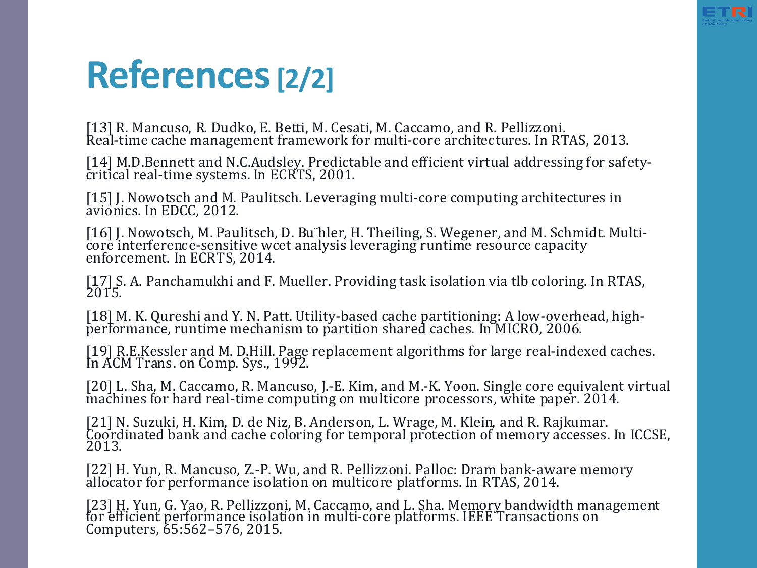# References [2/2]

[13] R. Mancuso, R. Dudko, E. Betti, M. Cesati, M. Caccamo, and R. Pellizzoni. Real-time cache management framework for multi-core architectures. In RTAS, 2013.

[14] M.D.Bennett and N.C.Audsley. Predictable and efficient virtual addressing for safety-critical real-time systems. In ECRTS, 2001.

[15] J. Nowotsch and M. Paulitsch. Leveraging multi-core computing architectures in avionics. In EDCC, 2012.

[16] J. Nowotsch, M. Paulitsch, D. Bu¨hler, H. Theiling, S. Wegener, and M. Schmidt. Multi-core interference-sensitive wcet analysis leveraging runtime resource capacity enforcement. In ECRTS, 2014.

[17] S. A. Panchamukhi and F. Mueller. Providing task isolation via tlb coloring. In RTAS, 2015.

[18] M. K. Qureshi and Y. N. Patt. Utility-based cache partitioning: A low-overhead, high-performance, runtime mechanism to partition shared caches. In MICRO, 2006.

[19] R.E.Kessler and M. D.Hill. Page replacement algorithms for large real-indexed caches. In ACM Trans. on Comp. Sys., 1992.

[20] L. Sha, M. Caccamo, R. Mancuso, J.-E. Kim, and M.-K. Yoon. Single core equivalent virtual machines for hard real-time computing on multicore processors, white paper. 2014.

[21] N. Suzuki, H. Kim, D. de Niz, B. Anderson, L. Wrage, M. Klein, and R. Rajkumar. Coordinated bank and cache coloring for temporal protection of memory accesses. In ICCSE, 2013.

[22] H. Yun, R. Mancuso, Z.-P. Wu, and R. Pellizzoni. Palloc: Dram bank-aware memory allocator for performance isolation on multicore platforms. In RTAS, 2014.

[23] H. Yun, G. Yao, R. Pellizzoni, M. Caccamo, and L. Sha. Memory bandwidth management for efficient performance isolation in multi-core platforms. IEEE Transactions on Computers, 65:562–576, 2015.